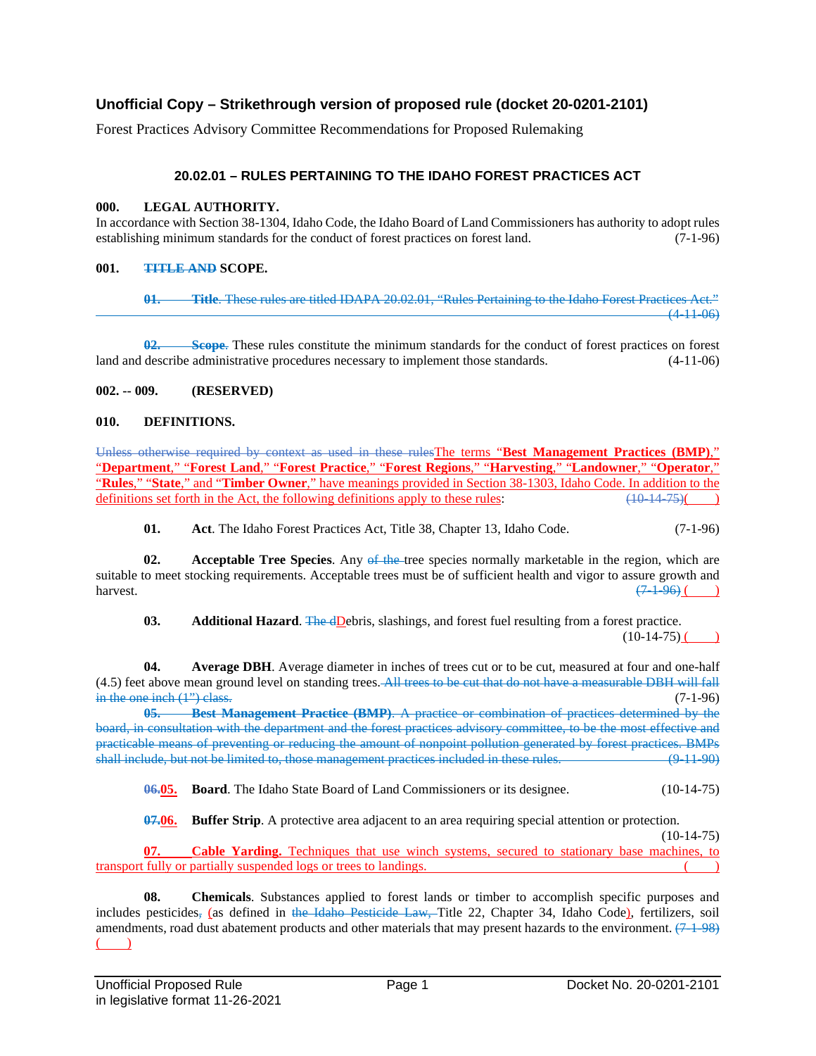# Unofficial Copy – Strikethrough version of proposed rule (docket 20-0201-2101)

Forest Practices Advisory Committee Recommendations for Proposed Rulemaking

## 20.02.01 – RULES PERTAINING TO THE IDAHO FOREST PRACTICES ACT

**000. LEGAL AUTHORITY.**

In accordance with Section 38-1304, Idaho Code, the Idaho Board of Land Commissioners has authority to adopt rules establishing minimum standards for the conduct of forest practices on forest land. (7-1-96)

**001. ~~TITLE AND~~ SCOPE.**

~~**01. Title**. These rules are titled IDAPA 20.02.01, "Rules Pertaining to the Idaho Forest Practices Act." (4-11-06)~~

~~**02. Scope**.~~ These rules constitute the minimum standards for the conduct of forest practices on forest land and describe administrative procedures necessary to implement those standards. (4-11-06)

**002. -- 009. (RESERVED)**

**010. DEFINITIONS.**

~~Unless otherwise required by context as used in these rules~~The terms "**Best Management Practices (BMP)**," "**Department**," "**Forest Land**," "**Forest Practice**," "**Forest Regions**," "**Harvesting**," "**Landowner**," "**Operator**," "**Rules**," "**State**," and "**Timber Owner**," have meanings provided in Section 38-1303, Idaho Code. In addition to the definitions set forth in the Act, the following definitions apply to these rules: ~~(10-14-75)~~( )

**01. Act**. The Idaho Forest Practices Act, Title 38, Chapter 13, Idaho Code. (7-1-96)

**02. Acceptable Tree Species**. Any ~~of the~~ tree species normally marketable in the region, which are suitable to meet stocking requirements. Acceptable trees must be of sufficient health and vigor to assure growth and harvest. ~~(7-1-96)~~ ( )

**03. Additional Hazard**. ~~The d~~Debris, slashings, and forest fuel resulting from a forest practice. (10-14-75) ( )

**04. Average DBH**. Average diameter in inches of trees cut or to be cut, measured at four and one-half (4.5) feet above mean ground level on standing trees. ~~All trees to be cut that do not have a measurable DBH will fall in the one inch (1") class.~~ (7-1-96)

~~**05. Best Management Practice (BMP)**. A practice or combination of practices determined by the board, in consultation with the department and the forest practices advisory committee, to be the most effective and practicable means of preventing or reducing the amount of nonpoint pollution generated by forest practices. BMPs shall include, but not be limited to, those management practices included in these rules. (9-11-90)~~

~~**06.**~~**05. Board**. The Idaho State Board of Land Commissioners or its designee. (10-14-75)

~~**07.**~~**06. Buffer Strip**. A protective area adjacent to an area requiring special attention or protection. (10-14-75)

**07. Cable Yarding.** Techniques that use winch systems, secured to stationary base machines, to transport fully or partially suspended logs or trees to landings. ( )

**08. Chemicals**. Substances applied to forest lands or timber to accomplish specific purposes and includes pesticides~~,~~ (as defined in ~~the Idaho Pesticide Law,~~ Title 22, Chapter 34, Idaho Code), fertilizers, soil amendments, road dust abatement products and other materials that may present hazards to the environment. ~~(7-1-98)~~ ( )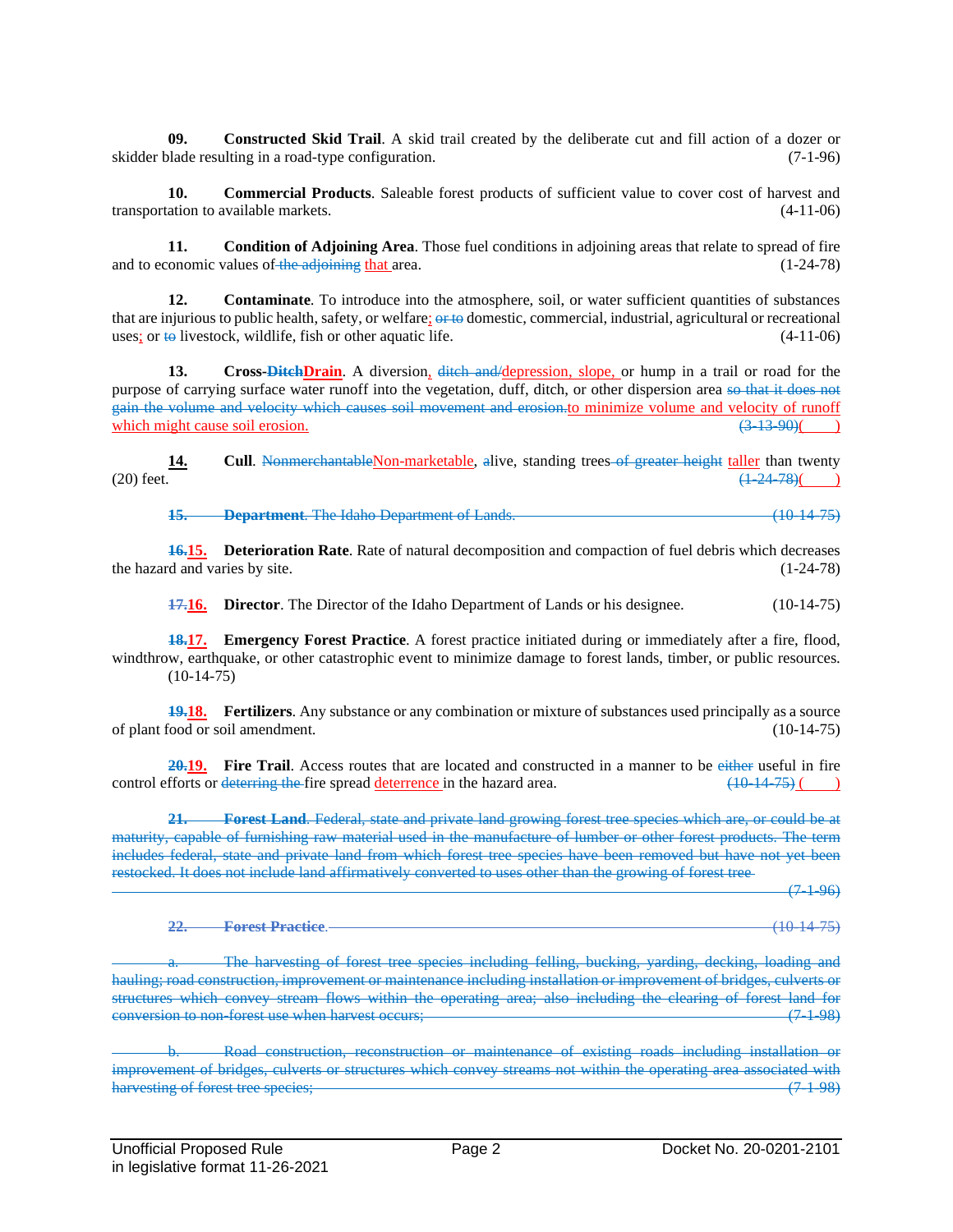**09. Constructed Skid Trail**. A skid trail created by the deliberate cut and fill action of a dozer or skidder blade resulting in a road-type configuration. (7-1-96)

**10. Commercial Products**. Saleable forest products of sufficient value to cover cost of harvest and transportation to available markets. (4-11-06)

**11. Condition of Adjoining Area**. Those fuel conditions in adjoining areas that relate to spread of fire and to economic values of ~~the adjoining~~ that area. (1-24-78)

**12. Contaminate**. To introduce into the atmosphere, soil, or water sufficient quantities of substances that are injurious to public health, safety, or welfare; ~~or to~~ domestic, commercial, industrial, agricultural or recreational uses; or ~~to~~ livestock, wildlife, fish or other aquatic life. (4-11-06)

**13. Cross-~~Ditch~~Drain**. A diversion, ~~ditch and/~~depression, slope, or hump in a trail or road for the purpose of carrying surface water runoff into the vegetation, duff, ditch, or other dispersion area ~~so that it does not gain the volume and velocity which causes soil movement and erosion.~~to minimize volume and velocity of runoff which might cause soil erosion. ~~(3-13-90)~~( )

**14. Cull**. ~~Nonmerchantable~~Non-marketable, ~~a~~alive, standing trees ~~of greater height~~ taller than twenty (20) feet. ~~(1-24-78)~~( )

~~**15. Department**. The Idaho Department of Lands. (10-14-75)~~

**~~16.~~15. Deterioration Rate**. Rate of natural decomposition and compaction of fuel debris which decreases the hazard and varies by site. (1-24-78)

**~~17.~~16. Director**. The Director of the Idaho Department of Lands or his designee. (10-14-75)

**~~18.~~17. Emergency Forest Practice**. A forest practice initiated during or immediately after a fire, flood, windthrow, earthquake, or other catastrophic event to minimize damage to forest lands, timber, or public resources. (10-14-75)

**~~19.~~18. Fertilizers**. Any substance or any combination or mixture of substances used principally as a source of plant food or soil amendment. (10-14-75)

**~~20.~~19. Fire Trail**. Access routes that are located and constructed in a manner to be ~~either~~ useful in fire control efforts or ~~deterring the~~ fire spread deterrence in the hazard area. ~~(10-14-75)~~ ( )

~~**21. Forest Land**. Federal, state and private land growing forest tree species which are, or could be at maturity, capable of furnishing raw material used in the manufacture of lumber or other forest products. The term includes federal, state and private land from which forest tree species have been removed but have not yet been restocked. It does not include land affirmatively converted to uses other than the growing of forest tree (7-1-96)~~

~~**22. Forest Practice**. (10-14-75)~~

~~a. The harvesting of forest tree species including felling, bucking, yarding, decking, loading and hauling; road construction, improvement or maintenance including installation or improvement of bridges, culverts or structures which convey stream flows within the operating area; also including the clearing of forest land for conversion to non-forest use when harvest occurs; (7-1-98)~~

~~b. Road construction, reconstruction or maintenance of existing roads including installation or improvement of bridges, culverts or structures which convey streams not within the operating area associated with harvesting of forest tree species; (7-1-98)~~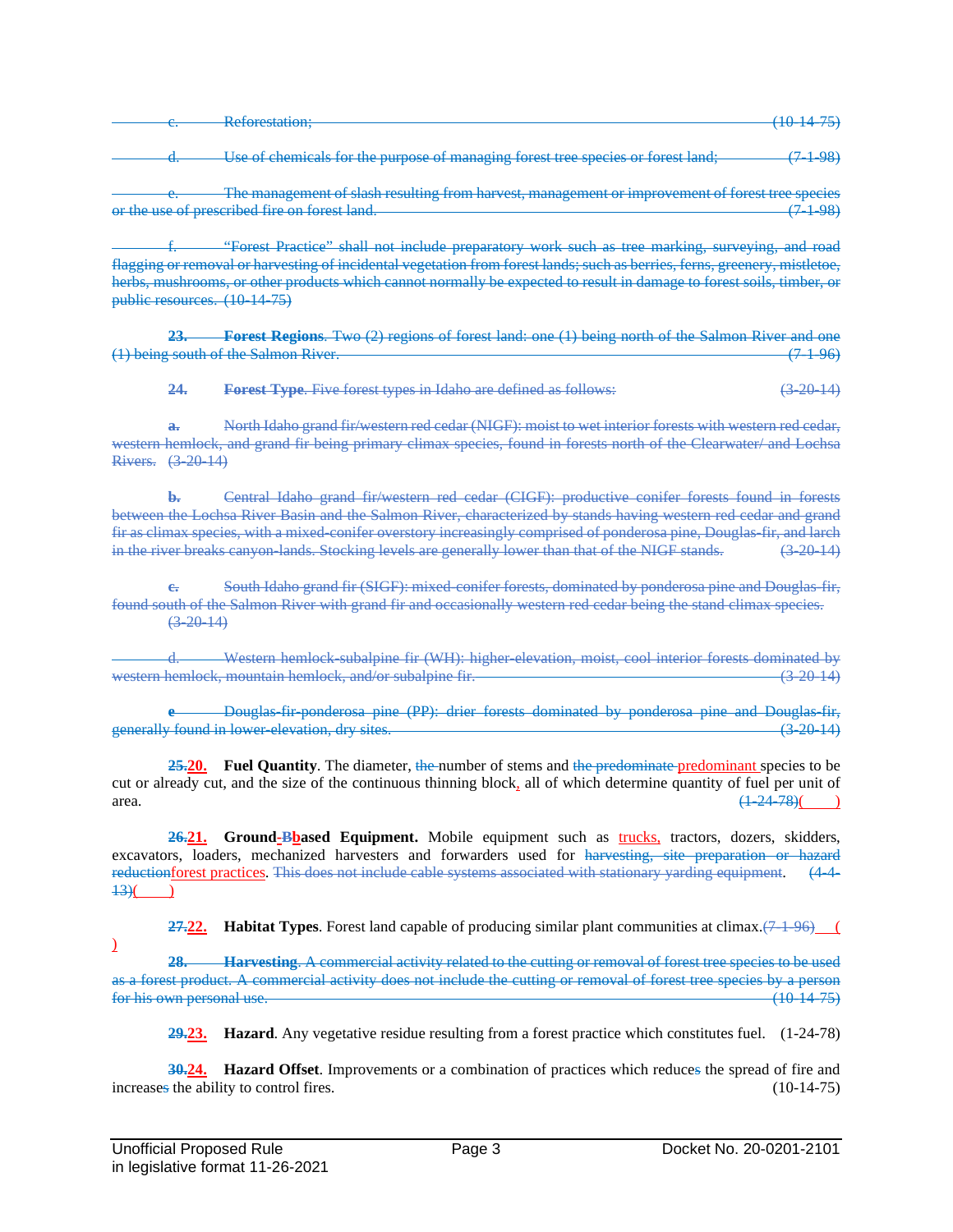c. Reforestation; (10-14-75)

d. Use of chemicals for the purpose of managing forest tree species or forest land; (7-1-98)

e. The management of slash resulting from harvest, management or improvement of forest tree species or the use of prescribed fire on forest land. (7-1-98)

f. "Forest Practice" shall not include preparatory work such as tree marking, surveying, and road flagging or removal or harvesting of incidental vegetation from forest lands; such as berries, ferns, greenery, mistletoe, herbs, mushrooms, or other products which cannot normally be expected to result in damage to forest soils, timber, or public resources. (10-14-75)

**23. Forest Regions**. Two (2) regions of forest land: one (1) being north of the Salmon River and one (1) being south of the Salmon River. (7-1-96)

**24. Forest Type**. Five forest types in Idaho are defined as follows: (3-20-14)

**a.** North Idaho grand fir/western red cedar (NIGF): moist to wet interior forests with western red cedar, western hemlock, and grand fir being primary climax species, found in forests north of the Clearwater/ and Lochsa Rivers. (3-20-14)

**b.** Central Idaho grand fir/western red cedar (CIGF): productive conifer forests found in forests between the Lochsa River Basin and the Salmon River, characterized by stands having western red cedar and grand fir as climax species, with a mixed-conifer overstory increasingly comprised of ponderosa pine, Douglas-fir, and larch in the river breaks canyon-lands. Stocking levels are generally lower than that of the NIGF stands. (3-20-14)

**c.** South Idaho grand fir (SIGF): mixed-conifer forests, dominated by ponderosa pine and Douglas-fir, found south of the Salmon River with grand fir and occasionally western red cedar being the stand climax species. (3-20-14)

d. Western hemlock-subalpine fir (WH): higher-elevation, moist, cool interior forests dominated by western hemlock, mountain hemlock, and/or subalpine fir. (3-20-14)

**e** Douglas-fir-ponderosa pine (PP): drier forests dominated by ponderosa pine and Douglas-fir, generally found in lower-elevation, dry sites. (3-20-14)

**25.20. Fuel Quantity**. The diameter, the number of stems and the predominate predominant species to be cut or already cut, and the size of the continuous thinning block, all of which determine quantity of fuel per unit of area. (1-24-78)( )

**26.21. Ground-Bbased Equipment.** Mobile equipment such as trucks, tractors, dozers, skidders, excavators, loaders, mechanized harvesters and forwarders used for harvesting, site preparation or hazard reductionforest practices. This does not include cable systems associated with stationary yarding equipment. (4-4-13)( )

**27.22. Habitat Types**. Forest land capable of producing similar plant communities at climax.(7-1-96)( )

**28. Harvesting**. A commercial activity related to the cutting or removal of forest tree species to be used as a forest product. A commercial activity does not include the cutting or removal of forest tree species by a person for his own personal use. (10-14-75)

**29.23. Hazard**. Any vegetative residue resulting from a forest practice which constitutes fuel. (1-24-78)

**30.24. Hazard Offset**. Improvements or a combination of practices which reduces the spread of fire and increases the ability to control fires. (10-14-75)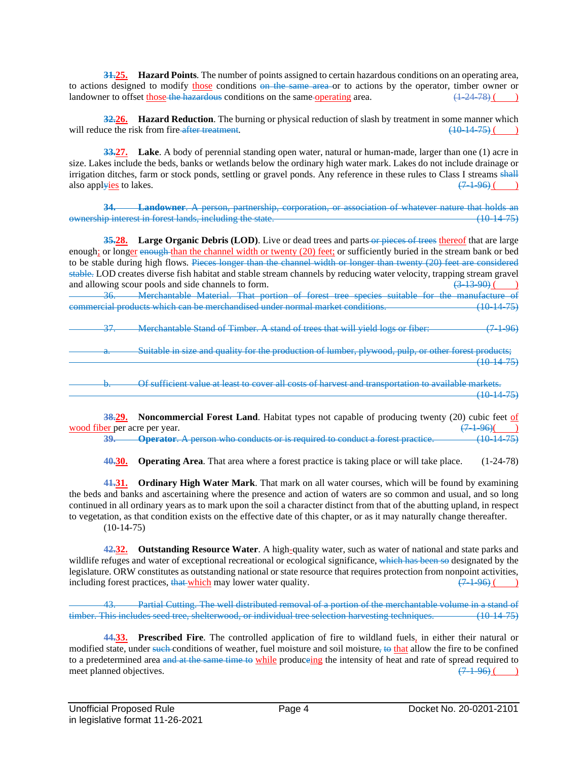**31.25.** **Hazard Points**. The number of points assigned to certain hazardous conditions on an operating area, to actions designed to modify those conditions on the same area or to actions by the operator, timber owner or landowner to offset those the hazardous conditions on the same operating area. (1-24-78) ( )

**32.26.** **Hazard Reduction**. The burning or physical reduction of slash by treatment in some manner which will reduce the risk from fire after treatment. (10-14-75) ( )

**33.27.** **Lake**. A body of perennial standing open water, natural or human-made, larger than one (1) acre in size. Lakes include the beds, banks or wetlands below the ordinary high water mark. Lakes do not include drainage or irrigation ditches, farm or stock ponds, settling or gravel ponds. Any reference in these rules to Class I streams shall also applyies to lakes. (7-1-96) ( )

**34.** **Landowner**. A person, partnership, corporation, or association of whatever nature that holds an ownership interest in forest lands, including the state. (10-14-75)

**35.28.** **Large Organic Debris (LOD)**. Live or dead trees and parts or pieces of trees thereof that are large enough; or longer enough than the channel width or twenty (20) feet; or sufficiently buried in the stream bank or bed to be stable during high flows. Pieces longer than the channel width or longer than twenty (20) feet are considered stable. LOD creates diverse fish habitat and stable stream channels by reducing water velocity, trapping stream gravel and allowing scour pools and side channels to form. (3-13-90) ( )

36. Merchantable Material. That portion of forest tree species suitable for the manufacture of commercial products which can be merchandised under normal market conditions. (10-14-75)

37. Merchantable Stand of Timber. A stand of trees that will yield logs or fiber: (7-1-96)

a. Suitable in size and quality for the production of lumber, plywood, pulp, or other forest products; (10-14-75)

b. Of sufficient value at least to cover all costs of harvest and transportation to available markets. (10-14-75)

**38.29.** **Noncommercial Forest Land**. Habitat types not capable of producing twenty (20) cubic feet of wood fiber per acre per year. (7-1-96)( )

**39.** **Operator**. A person who conducts or is required to conduct a forest practice. (10-14-75)

**40.30.** **Operating Area**. That area where a forest practice is taking place or will take place. (1-24-78)

**41.31.** **Ordinary High Water Mark**. That mark on all water courses, which will be found by examining the beds and banks and ascertaining where the presence and action of waters are so common and usual, and so long continued in all ordinary years as to mark upon the soil a character distinct from that of the abutting upland, in respect to vegetation, as that condition exists on the effective date of this chapter, or as it may naturally change thereafter. (10-14-75)

**42.32.** **Outstanding Resource Water**. A high-quality water, such as water of national and state parks and wildlife refuges and water of exceptional recreational or ecological significance, which has been so designated by the legislature. ORW constitutes as outstanding national or state resource that requires protection from nonpoint activities, including forest practices, that which may lower water quality. (7-1-96) ( )

43. Partial Cutting. The well distributed removal of a portion of the merchantable volume in a stand of timber. This includes seed tree, shelterwood, or individual tree selection harvesting techniques. (10-14-75)

**44.33.** **Prescribed Fire**. The controlled application of fire to wildland fuels, in either their natural or modified state, under such conditions of weather, fuel moisture and soil moisture, to that allow the fire to be confined to a predetermined area and at the same time to while produceing the intensity of heat and rate of spread required to meet planned objectives. (7-1-96) ( )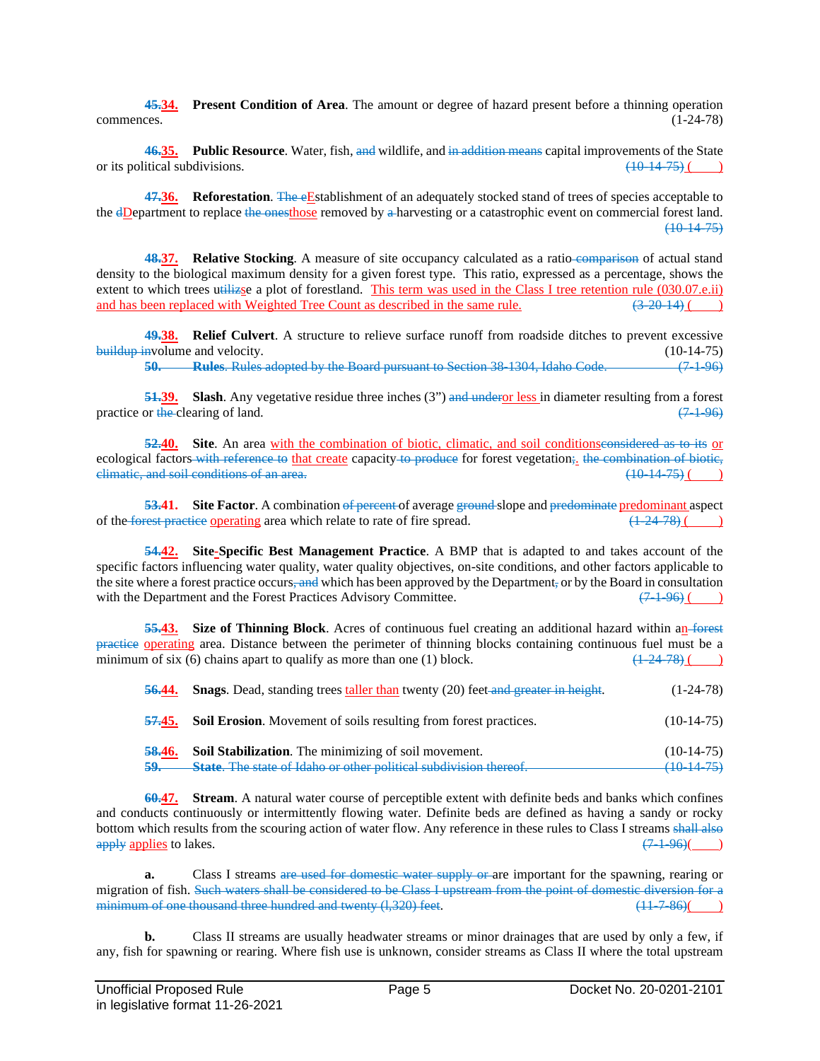**~~45.~~34. Present Condition of Area**. The amount or degree of hazard present before a thinning operation commences. (1-24-78)

**~~46.~~35. Public Resource**. Water, fish, ~~and~~ wildlife, and ~~in addition means~~ capital improvements of the State or its political subdivisions. ~~(10-14-75)~~ (    )

**~~47.~~36. Reforestation**. ~~The e~~Establishment of an adequately stocked stand of trees of species acceptable to the ~~d~~Department to replace ~~the ones~~those removed by ~~a~~ harvesting or a catastrophic event on commercial forest land. ~~(10-14-75)~~

**~~48.~~37. Relative Stocking**. A measure of site occupancy calculated as a ratio ~~comparison~~ of actual stand density to the biological maximum density for a given forest type. This ratio, expressed as a percentage, shows the extent to which trees u~~tiliz~~se a plot of forestland. This term was used in the Class I tree retention rule (030.07.e.ii) and has been replaced with Weighted Tree Count as described in the same rule. ~~(3-20-14)~~ (    )

**~~49.~~38. Relief Culvert**. A structure to relieve surface runoff from roadside ditches to prevent excessive ~~buildup in~~volume and velocity. (10-14-75)

~~**50. Rules**. Rules adopted by the Board pursuant to Section 38-1304, Idaho Code. (7-1-96)~~

**~~51.~~39. Slash**. Any vegetative residue three inches (3") ~~and under~~or less in diameter resulting from a forest practice or ~~the~~ clearing of land. ~~(7-1-96)~~

**~~52.~~40. Site**. An area with the combination of biotic, climatic, and soil conditions~~considered as to its~~ or ecological factors ~~with reference to~~ that create capacity ~~to produce~~ for forest vegetation~~;~~. ~~the combination of biotic, climatic, and soil conditions of an area.~~ ~~(10-14-75)~~ (    )

**~~53.~~41. Site Factor**. A combination ~~of percent~~ of average ~~ground~~ slope and ~~predominate~~ predominant aspect of the ~~forest practice~~ operating area which relate to rate of fire spread. ~~(1-24-78)~~ (    )

**~~54.~~42. Site-Specific Best Management Practice**. A BMP that is adapted to and takes account of the specific factors influencing water quality, water quality objectives, on-site conditions, and other factors applicable to the site where a forest practice occurs~~, and~~ which has been approved by the Department~~,~~ or by the Board in consultation with the Department and the Forest Practices Advisory Committee. ~~(7-1-96)~~ (    )

**~~55.~~43. Size of Thinning Block**. Acres of continuous fuel creating an additional hazard within an ~~forest practice~~ operating area. Distance between the perimeter of thinning blocks containing continuous fuel must be a minimum of six (6) chains apart to qualify as more than one (1) block. ~~(1-24-78)~~ (    )

**~~56.~~44. Snags**. Dead, standing trees taller than twenty (20) feet ~~and greater in height~~. (1-24-78)

**~~57.~~45. Soil Erosion**. Movement of soils resulting from forest practices. (10-14-75)

**~~58.~~46. Soil Stabilization**. The minimizing of soil movement. (10-14-75)

~~**59. State**. The state of Idaho or other political subdivision thereof. (10-14-75)~~

**~~60.~~47. Stream**. A natural water course of perceptible extent with definite beds and banks which confines and conducts continuously or intermittently flowing water. Definite beds are defined as having a sandy or rocky bottom which results from the scouring action of water flow. Any reference in these rules to Class I streams ~~shall also apply~~ applies to lakes. ~~(7-1-96)~~(    )

**a.** Class I streams ~~are used for domestic water supply or~~ are important for the spawning, rearing or migration of fish. ~~Such waters shall be considered to be Class I upstream from the point of domestic diversion for a minimum of one thousand three hundred and twenty (l,320) feet.~~ ~~(11-7-86)~~(    )

**b.** Class II streams are usually headwater streams or minor drainages that are used by only a few, if any, fish for spawning or rearing. Where fish use is unknown, consider streams as Class II where the total upstream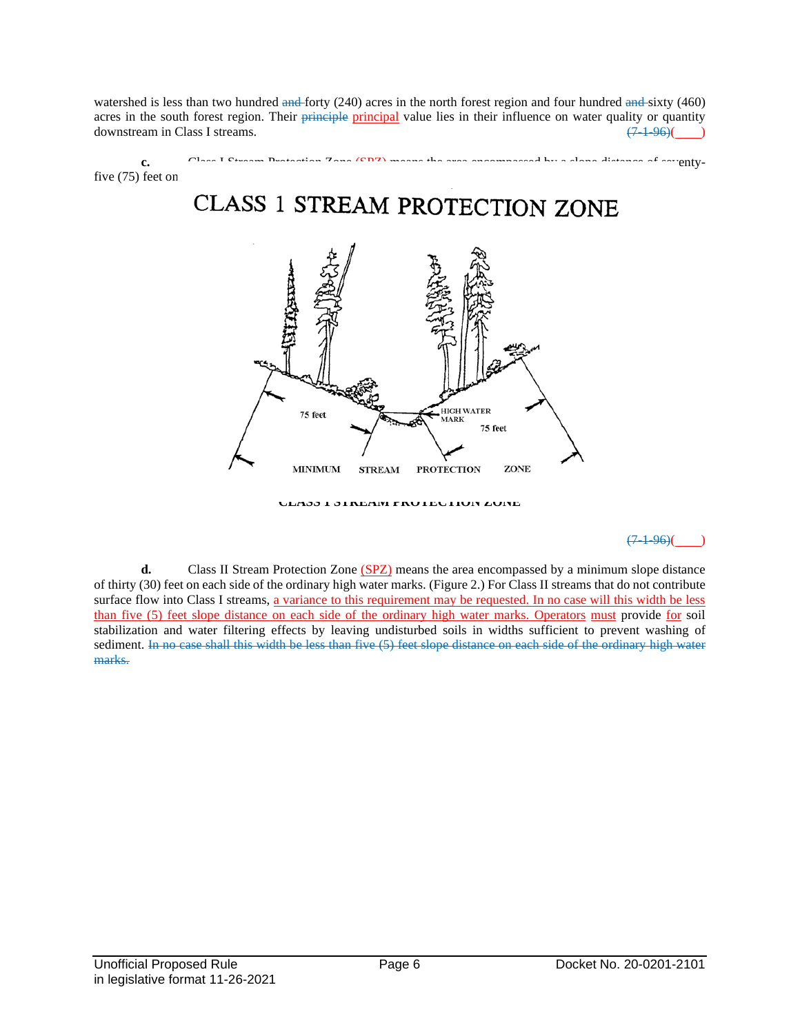watershed is less than two hundred ~~and~~ forty (240) acres in the north forest region and four hundred ~~and~~ sixty (460) acres in the south forest region. Their ~~principle~~ principal value lies in their influence on water quality or quantity downstream in Class I streams. ~~(7-1-96)~~(____)

**c.** Class I Stream Protection Zone (SPZ) means the area encompassed by a slope distance of seventy-five (75) feet on

CLASS 1 STREAM PROTECTION ZONE

75 feet

HIGH WATER MARK

75 feet

MINIMUM STREAM PROTECTION ZONE

CLASS I STREAM PROTECTION ZONE

~~(7-1-96)~~(____)

**d.** Class II Stream Protection Zone (SPZ) means the area encompassed by a minimum slope distance of thirty (30) feet on each side of the ordinary high water marks. (Figure 2.) For Class II streams that do not contribute surface flow into Class I streams, a variance to this requirement may be requested. In no case will this width be less than five (5) feet slope distance on each side of the ordinary high water marks. Operators must provide for soil stabilization and water filtering effects by leaving undisturbed soils in widths sufficient to prevent washing of sediment. ~~In no case shall this width be less than five (5) feet slope distance on each side of the ordinary high water marks.~~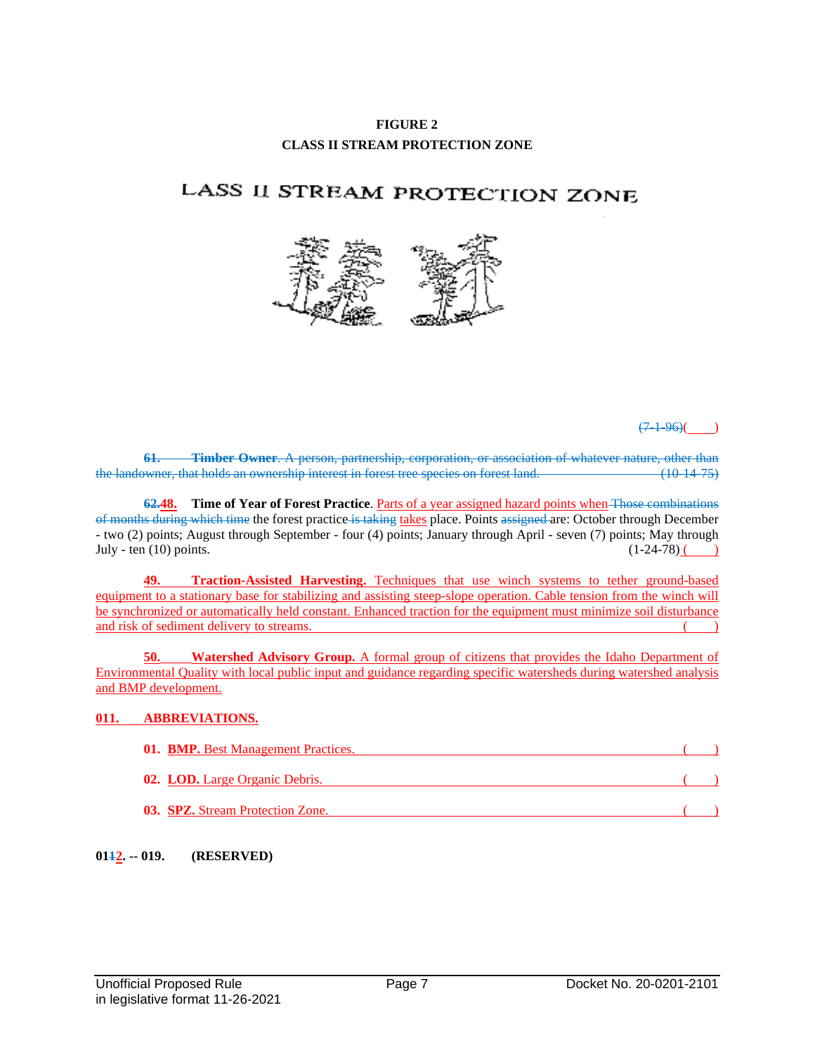**FIGURE 2**
**CLASS II STREAM PROTECTION ZONE**

LASS II STREAM PROTECTION ZONE

~~(7-1-96)~~(____)

~~**61. Timber Owner**. A person, partnership, corporation, or association of whatever nature, other than the landowner, that holds an ownership interest in forest tree species on forest land. (10-14-75)~~

~~**62.**~~**48. Time of Year of Forest Practice**. Parts of a year assigned hazard points when ~~Those combinations of months during which time~~ the forest practice ~~is taking~~ takes place. Points ~~assigned~~ are: October through December - two (2) points; August through September - four (4) points; January through April - seven (7) points; May through July - ten (10) points. (1-24-78)(____)

**49. Traction-Assisted Harvesting.** Techniques that use winch systems to tether ground-based equipment to a stationary base for stabilizing and assisting steep-slope operation. Cable tension from the winch will be synchronized or automatically held constant. Enhanced traction for the equipment must minimize soil disturbance and risk of sediment delivery to streams. (____)

**50. Watershed Advisory Group.** A formal group of citizens that provides the Idaho Department of Environmental Quality with local public input and guidance regarding specific watersheds during watershed analysis and BMP development.

## 011. ABBREVIATIONS.

**01. BMP.** Best Management Practices. (____)

**02. LOD.** Large Organic Debris. (____)

**03. SPZ.** Stream Protection Zone. (____)

**01~~1~~2. -- 019. (RESERVED)**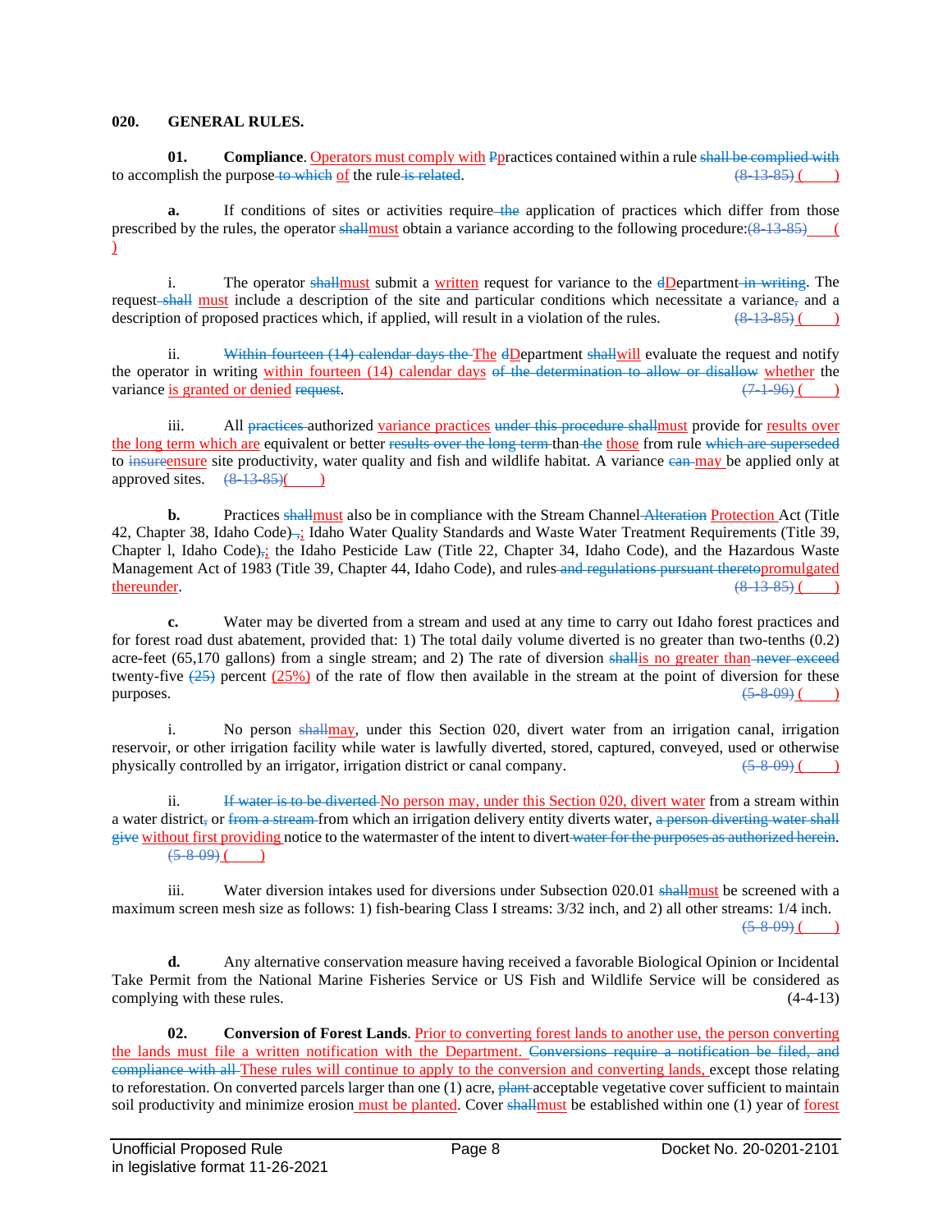**020. GENERAL RULES.**

**01. Compliance**. Operators must comply with Ppractices contained within a rule shall be complied with to accomplish the purpose to which of the rule is related. (8-13-85) (    )

**a.** If conditions of sites or activities require the application of practices which differ from those prescribed by the rules, the operator shallmust obtain a variance according to the following procedure:(8-13-85) (    )

i. The operator shallmust submit a written request for variance to the dDepartment in writing. The request shall must include a description of the site and particular conditions which necessitate a variance, and a description of proposed practices which, if applied, will result in a violation of the rules. (8-13-85) (    )

ii. Within fourteen (14) calendar days the The dDepartment shallwill evaluate the request and notify the operator in writing within fourteen (14) calendar days of the determination to allow or disallow whether the variance is granted or denied request. (7-1-96) (    )

iii. All practices authorized variance practices under this procedure shallmust provide for results over the long term which are equivalent or better results over the long term than the those from rule which are superseded to insureensure site productivity, water quality and fish and wildlife habitat. A variance can may be applied only at approved sites. (8-13-85)(    )

**b.** Practices shallmust also be in compliance with the Stream Channel Alteration Protection Act (Title 42, Chapter 38, Idaho Code),; Idaho Water Quality Standards and Waste Water Treatment Requirements (Title 39, Chapter l, Idaho Code),; the Idaho Pesticide Law (Title 22, Chapter 34, Idaho Code), and the Hazardous Waste Management Act of 1983 (Title 39, Chapter 44, Idaho Code), and rules and regulations pursuant theretopromulgated thereunder. (8-13-85) (    )

**c.** Water may be diverted from a stream and used at any time to carry out Idaho forest practices and for forest road dust abatement, provided that: 1) The total daily volume diverted is no greater than two-tenths (0.2) acre-feet (65,170 gallons) from a single stream; and 2) The rate of diversion shallis no greater than never exceed twenty-five (25) percent (25%) of the rate of flow then available in the stream at the point of diversion for these purposes. (5-8-09) (    )

i. No person shallmay, under this Section 020, divert water from an irrigation canal, irrigation reservoir, or other irrigation facility while water is lawfully diverted, stored, captured, conveyed, used or otherwise physically controlled by an irrigator, irrigation district or canal company. (5-8-09) (    )

ii. If water is to be diverted No person may, under this Section 020, divert water from a stream within a water district, or from a stream from which an irrigation delivery entity diverts water, a person diverting water shall give without first providing notice to the watermaster of the intent to divert water for the purposes as authorized herein. (5-8-09) (    )

iii. Water diversion intakes used for diversions under Subsection 020.01 shallmust be screened with a maximum screen mesh size as follows: 1) fish-bearing Class I streams: 3/32 inch, and 2) all other streams: 1/4 inch. (5-8-09) (    )

**d.** Any alternative conservation measure having received a favorable Biological Opinion or Incidental Take Permit from the National Marine Fisheries Service or US Fish and Wildlife Service will be considered as complying with these rules. (4-4-13)

**02. Conversion of Forest Lands**. Prior to converting forest lands to another use, the person converting the lands must file a written notification with the Department. Conversions require a notification be filed, and compliance with all These rules will continue to apply to the conversion and converting lands, except those relating to reforestation. On converted parcels larger than one (1) acre, plant acceptable vegetative cover sufficient to maintain soil productivity and minimize erosion must be planted. Cover shallmust be established within one (1) year of forest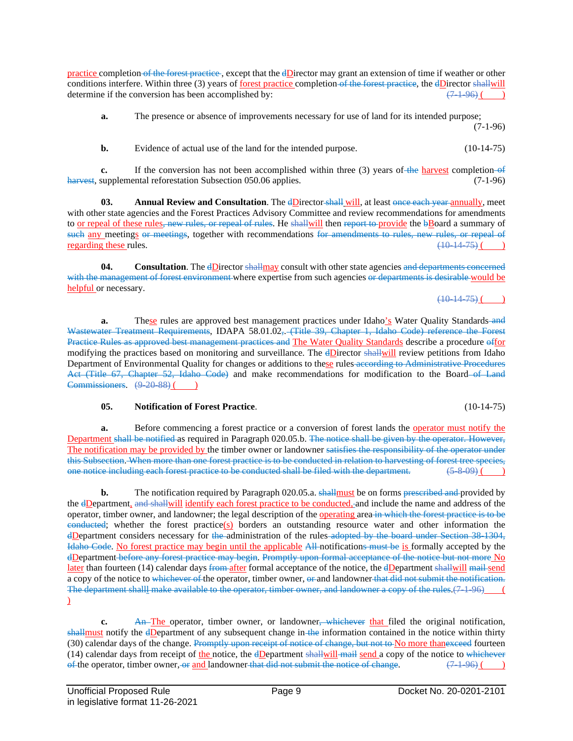practice completion ~~of the forest practice~~, except that the ~~d~~Director may grant an extension of time if weather or other conditions interfere. Within three (3) years of forest practice completion ~~of the forest practice~~, the ~~d~~Director ~~shall~~will determine if the conversion has been accomplished by: ~~(7-1-96)~~ (    )

**a.** The presence or absence of improvements necessary for use of land for its intended purpose; (7-1-96)

**b.** Evidence of actual use of the land for the intended purpose. (10-14-75)

**c.** If the conversion has not been accomplished within three (3) years of ~~the~~ harvest completion ~~of harvest~~, supplemental reforestation Subsection 050.06 applies. (7-1-96)

**03. Annual Review and Consultation**. The ~~d~~Director ~~shall~~ will, at least ~~once each year~~ annually, meet with other state agencies and the Forest Practices Advisory Committee and review recommendations for amendments to or repeal of these rules~~, new rules, or repeal of rules~~. He ~~shall~~will then ~~report to~~ provide the ~~b~~Board a summary of ~~such~~ any meetings ~~or meetings~~, together with recommendations ~~for amendments to rules, new rules, or repeal of~~ regarding these rules. ~~(10-14-75)~~ (    )

**04. Consultation**. The ~~d~~Director ~~shall~~may consult with other state agencies ~~and departments concerned with the management of forest environment~~ where expertise from such agencies ~~or departments is desirable~~ would be helpful or necessary. ~~(10-14-75)~~ (    )

**a.** The~~se~~se rules are approved best management practices under Idaho's Water Quality Standards ~~and Wastewater Treatment Requirements~~, IDAPA 58.01.02~~,~~. ~~(Title 39, Chapter 1, Idaho Code) reference the Forest Practice Rules as approved best management practices and~~ The Water Quality Standards describe a procedure ~~of~~for modifying the practices based on monitoring and surveillance. The ~~d~~Director ~~shall~~will review petitions from Idaho Department of Environmental Quality for changes or additions to these rules ~~according to Administrative Procedures Act (Title 67, Chapter 52, Idaho Code)~~ and make recommendations for modification to the Board ~~of Land Commissioners~~. ~~(9-20-88)~~ (    )

**05. Notification of Forest Practice**. (10-14-75)

**a.** Before commencing a forest practice or a conversion of forest lands the operator must notify the Department ~~shall be notified~~ as required in Paragraph 020.05.b. ~~The notice shall be given by the operator. However,~~ The notification may be provided by the timber owner or landowner ~~satisfies the responsibility of the operator under this Subsection. When more than one forest practice is to be conducted in relation to harvesting of forest tree species, one notice including each forest practice to be conducted shall be filed with the department.~~ ~~(5-8-09)~~ (    )

**b.** The notification required by Paragraph 020.05.a. ~~shall~~must be on forms ~~prescribed and~~ provided by the ~~d~~Department, ~~and shall~~will identify each forest practice to be conducted, and include the name and address of the operator, timber owner, and landowner; the legal description of the operating area ~~in which the forest practice is to be conducted~~; whether the forest practice(s) borders an outstanding resource water and other information the ~~d~~Department considers necessary for ~~the~~ administration of the rules ~~adopted by the board under Section 38-1304, Idaho Code~~. No forest practice may begin until the applicable ~~All~~ notification~~s must be~~ is formally accepted by the ~~d~~Department ~~before any forest practice may begin~~. ~~Promptly upon formal acceptance of the notice but not more~~ No later than fourteen (14) calendar days ~~from~~ after formal acceptance of the notice, the ~~d~~Department ~~shall~~will ~~mail~~ send a copy of the notice to ~~whichever of~~ the operator, timber owner, ~~or~~ and landowner ~~that did not submit the notification. The department shalll make available to the operator, timber owner, and landowner a copy of the rules.~~ ~~(7-1-96)~~ (    )

**c.** ~~An~~ The operator, timber owner, or landowner~~, whichever~~ that filed the original notification, ~~shall~~must notify the ~~d~~Department of any subsequent change in ~~the~~ information contained in the notice within thirty (30) calendar days of the change. ~~Promptly upon receipt of notice of change, but not to~~ No more than~~exceed~~ fourteen (14) calendar days from receipt of the notice, the ~~d~~Department ~~shall~~will ~~mail~~ send a copy of the notice to ~~whichever of~~ the operator, timber owner, ~~or~~ and landowner ~~that did not submit the notice of change~~. ~~(7-1-96)~~ (    )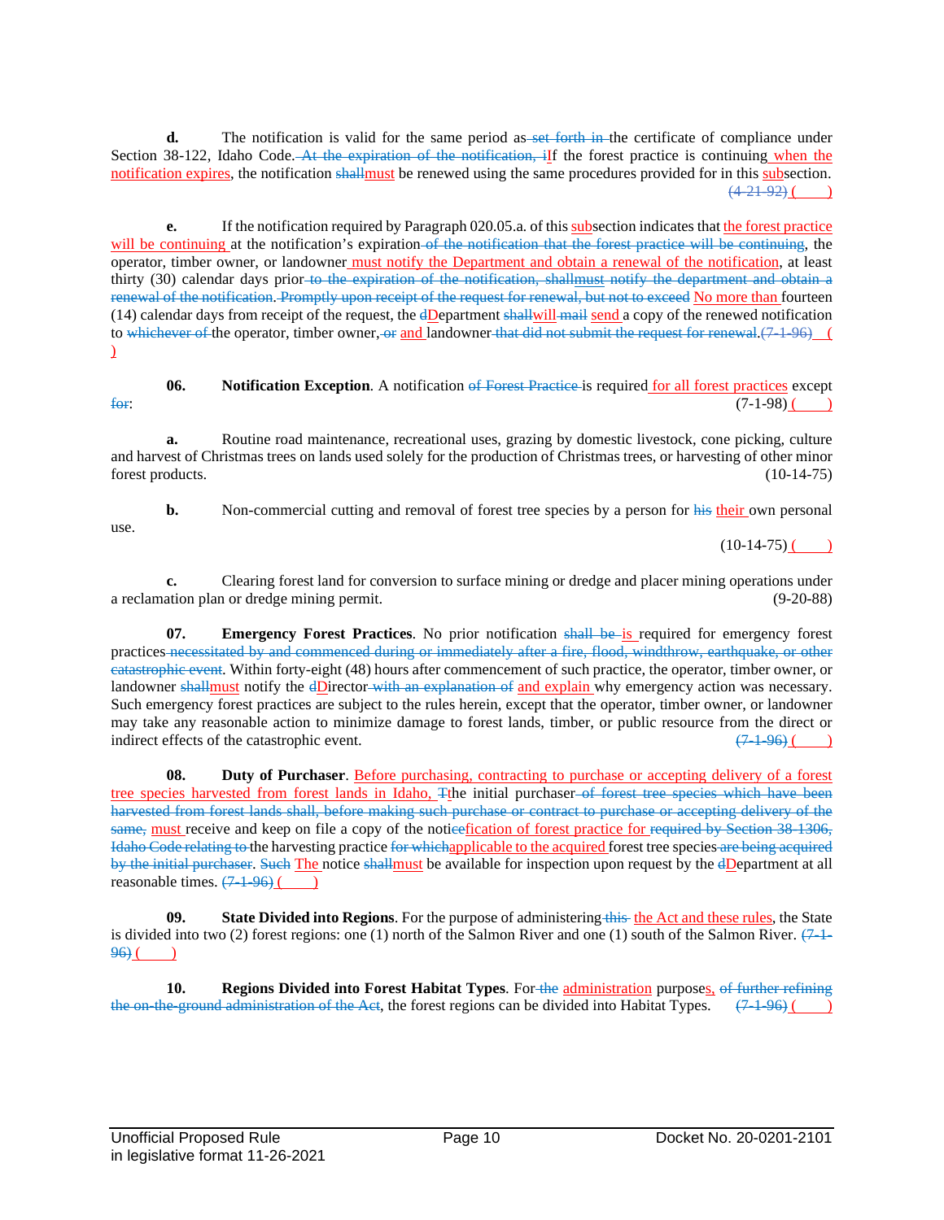**d.** The notification is valid for the same period as ~~set forth in~~ the certificate of compliance under Section 38-122, Idaho Code. ~~At the expiration of the notification, i~~<u>I</u>f the forest practice is continuing <u>when the notification expires</u>, the notification ~~shall~~<u>must</u> be renewed using the same procedures provided for in this <u>sub</u>section. ~~(4-21-92)~~ <u>(     )</u>

**e.** If the notification required by Paragraph 020.05.a. of this <u>sub</u>section indicates that <u>the forest practice will be continuing</u> at the notification's expiration ~~of the notification that the forest practice will be continuing~~, the operator, timber owner, or landowner <u>must notify the Department and obtain a renewal of the notification</u>, at least thirty (30) calendar days prior ~~to the expiration of the notification, shallmust notify the department and obtain a renewal of the notification. Promptly upon receipt of the request for renewal, but not to exceed~~ <u>No more than</u> fourteen (14) calendar days from receipt of the request, the ~~d~~<u>D</u>epartment ~~shall~~<u>will</u> ~~mail~~ <u>send</u> a copy of the renewed notification to ~~whichever of~~ the operator, timber owner, ~~or~~ <u>and</u> landowner ~~that did not submit the request for renewal~~. ~~(7-1-96)~~ <u>(     )</u>

**06. Notification Exception**. A notification ~~of Forest Practice~~ is required <u>for all forest practices</u> except ~~for~~: (7-1-98) <u>(     )</u>

**a.** Routine road maintenance, recreational uses, grazing by domestic livestock, cone picking, culture and harvest of Christmas trees on lands used solely for the production of Christmas trees, or harvesting of other minor forest products. (10-14-75)

**b.** Non-commercial cutting and removal of forest tree species by a person for ~~his~~ <u>their</u> own personal use. (10-14-75) <u>(     )</u>

**c.** Clearing forest land for conversion to surface mining or dredge and placer mining operations under a reclamation plan or dredge mining permit. (9-20-88)

**07. Emergency Forest Practices**. No prior notification ~~shall be~~ <u>is</u> required for emergency forest practices ~~necessitated by and commenced during or immediately after a fire, flood, windthrow, earthquake, or other catastrophic event~~. Within forty-eight (48) hours after commencement of such practice, the operator, timber owner, or landowner ~~shall~~<u>must</u> notify the ~~d~~<u>D</u>irector ~~with an explanation of~~ <u>and explain</u> why emergency action was necessary. Such emergency forest practices are subject to the rules herein, except that the operator, timber owner, or landowner may take any reasonable action to minimize damage to forest lands, timber, or public resource from the direct or indirect effects of the catastrophic event. ~~(7-1-96)~~ <u>(     )</u>

**08. Duty of Purchaser**. <u>Before purchasing, contracting to purchase or accepting delivery of a forest tree species harvested from forest lands in Idaho,</u> ~~T~~<u>t</u>he initial purchaser ~~of forest tree species which have been harvested from forest lands shall, before making such purchase or contract to purchase or accepting delivery of the same,~~ <u>must</u> receive and keep on file a copy of the noti~~ce~~<u>fication of forest practice for</u> ~~required by Section 38-1306, Idaho Code relating to~~ the harvesting practice ~~for which~~<u>applicable to the acquired</u> forest tree species ~~are being acquired by the initial purchaser~~. ~~Such~~ <u>The</u> notice ~~shall~~<u>must</u> be available for inspection upon request by the ~~d~~<u>D</u>epartment at all reasonable times. ~~(7-1-96)~~ <u>(     )</u>

**09. State Divided into Regions**. For the purpose of administering ~~this~~ <u>the Act and these rules</u>, the State is divided into two (2) forest regions: one (1) north of the Salmon River and one (1) south of the Salmon River. ~~(7-1-96)~~ <u>(     )</u>

**10. Regions Divided into Forest Habitat Types**. For ~~the~~ <u>administration</u> purpose<u>s</u>~~, of further refining the on-the-ground administration of the Act~~, the forest regions can be divided into Habitat Types. ~~(7-1-96)~~ <u>(     )</u>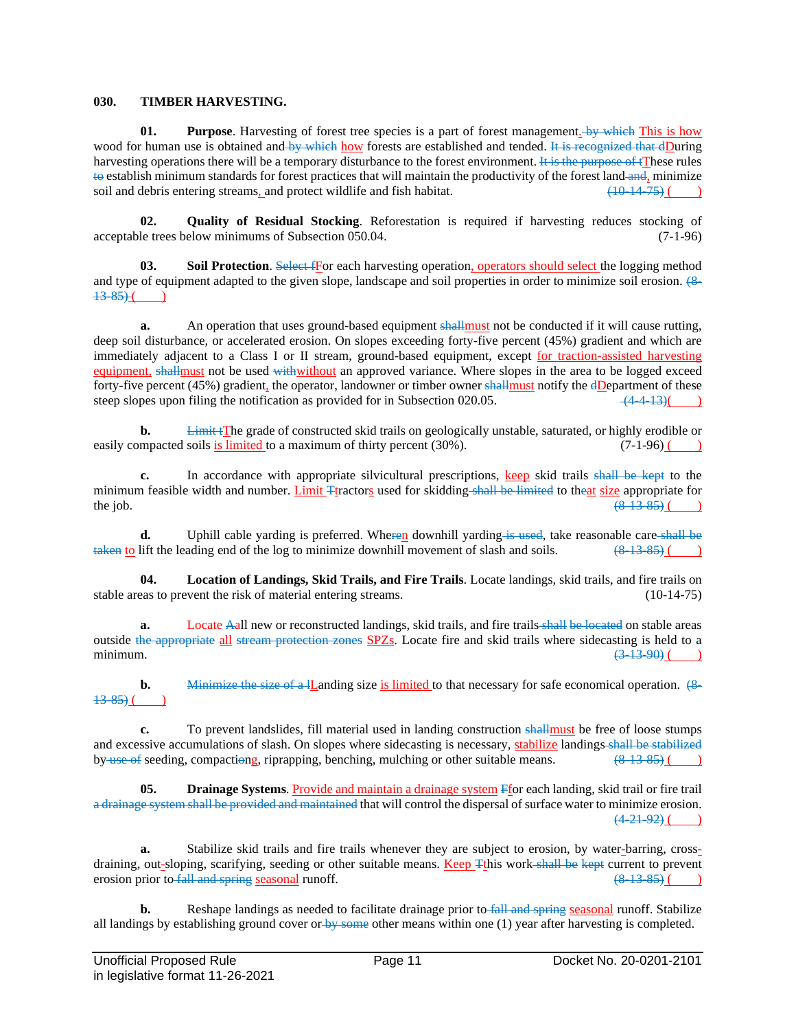**030. TIMBER HARVESTING.**

**01. Purpose**. Harvesting of forest tree species is a part of forest management.~~ by which~~ <u>This is how</u> wood for human use is obtained and~~ by which~~ <u>how</u> forests are established and tended. ~~It is recognized that d~~<u>D</u>uring harvesting operations there will be a temporary disturbance to the forest environment. ~~It is the purpose of t~~<u>T</u>hese rules ~~to~~ establish minimum standards for forest practices that will maintain the productivity of the forest land~~ and~~<u>,</u> minimize soil and debris entering streams<u>,</u> and protect wildlife and fish habitat. ~~(10-14-75)~~ <u>(    )</u>

**02. Quality of Residual Stocking**. Reforestation is required if harvesting reduces stocking of acceptable trees below minimums of Subsection 050.04. (7-1-96)

**03. Soil Protection**. ~~Select f~~<u>F</u>or each harvesting operation<u>, operators should select</u> the logging method and type of equipment adapted to the given slope, landscape and soil properties in order to minimize soil erosion. ~~(8-13-85)~~ <u>(    )</u>

**a.** An operation that uses ground-based equipment ~~shall~~<u>must</u> not be conducted if it will cause rutting, deep soil disturbance, or accelerated erosion. On slopes exceeding forty-five percent (45%) gradient and which are immediately adjacent to a Class I or II stream, ground-based equipment, except <u>for traction-assisted harvesting equipment,</u> ~~shall~~<u>must</u> not be used ~~with~~<u>without</u> an approved variance. Where slopes in the area to be logged exceed forty-five percent (45%) gradient<u>,</u> the operator, landowner or timber owner ~~shall~~<u>must</u> notify the ~~d~~<u>D</u>epartment of these steep slopes upon filing the notification as provided for in Subsection 020.05. ~~(4-4-13)~~<u>(    )</u>

**b.** ~~Limit t~~<u>T</u>he grade of constructed skid trails on geologically unstable, saturated, or highly erodible or easily compacted soils <u>is limited</u> to a maximum of thirty percent (30%). (7-1-96) <u>(    )</u>

**c.** In accordance with appropriate silvicultural prescriptions, <u>keep</u> skid trails ~~shall be kept~~ to the minimum feasible width and number. <u>Limit</u> ~~T~~<u>t</u>ractor<u>s</u> used for skidding~~ shall be limited~~ to th~~e~~<u>at</u> <u>size</u> appropriate for the job. ~~(8-13-85)~~ <u>(    )</u>

**d.** Uphill cable yarding is preferred. Whe~~re~~<u>n</u> downhill yarding~~ is used~~, take reasonable care~~ shall be taken~~ <u>to</u> lift the leading end of the log to minimize downhill movement of slash and soils. ~~(8-13-85)~~ <u>(    )</u>

**04. Location of Landings, Skid Trails, and Fire Trails**. Locate landings, skid trails, and fire trails on stable areas to prevent the risk of material entering streams. (10-14-75)

**a.** <u>Locate</u> ~~A~~<u>a</u>ll new or reconstructed landings, skid trails, and fire trails~~ shall be located~~ on stable areas outside ~~the appropriate~~ <u>all</u> ~~stream protection zones~~ <u>SPZs</u>. Locate fire and skid trails where sidecasting is held to a minimum. ~~(3-13-90)~~ <u>(    )</u>

**b.** ~~Minimize the size of a l~~<u>L</u>anding size <u>is limited</u> to that necessary for safe economical operation. ~~(8-13-85)~~ <u>(    )</u>

**c.** To prevent landslides, fill material used in landing construction ~~shall~~<u>must</u> be free of loose stumps and excessive accumulations of slash. On slopes where sidecasting is necessary, <u>stabilize</u> landings~~ shall be stabilized~~ by~~ use of~~ seeding, compacti~~o~~<u>n</u>g, riprapping, benching, mulching or other suitable means. ~~(8-13-85)~~ <u>(    )</u>

**05. Drainage Systems**. <u>Provide and maintain a drainage system</u> ~~F~~<u>f</u>or each landing, skid trail or fire trail ~~a drainage system shall be provided and maintained~~ that will control the dispersal of surface water to minimize erosion. ~~(4-21-92)~~ <u>(    )</u>

**a.** Stabilize skid trails and fire trails whenever they are subject to erosion, by water<u>-</u>barring, cross<u>-</u>draining, out<u>-</u>sloping, scarifying, seeding or other suitable means. <u>Keep</u> ~~T~~<u>t</u>his work~~ shall be kept~~ current to prevent erosion prior to~~ fall and spring~~ <u>seasonal</u> runoff. ~~(8-13-85)~~ <u>(    )</u>

**b.** Reshape landings as needed to facilitate drainage prior to~~ fall and spring~~ <u>seasonal</u> runoff. Stabilize all landings by establishing ground cover or~~ by some~~ other means within one (1) year after harvesting is completed.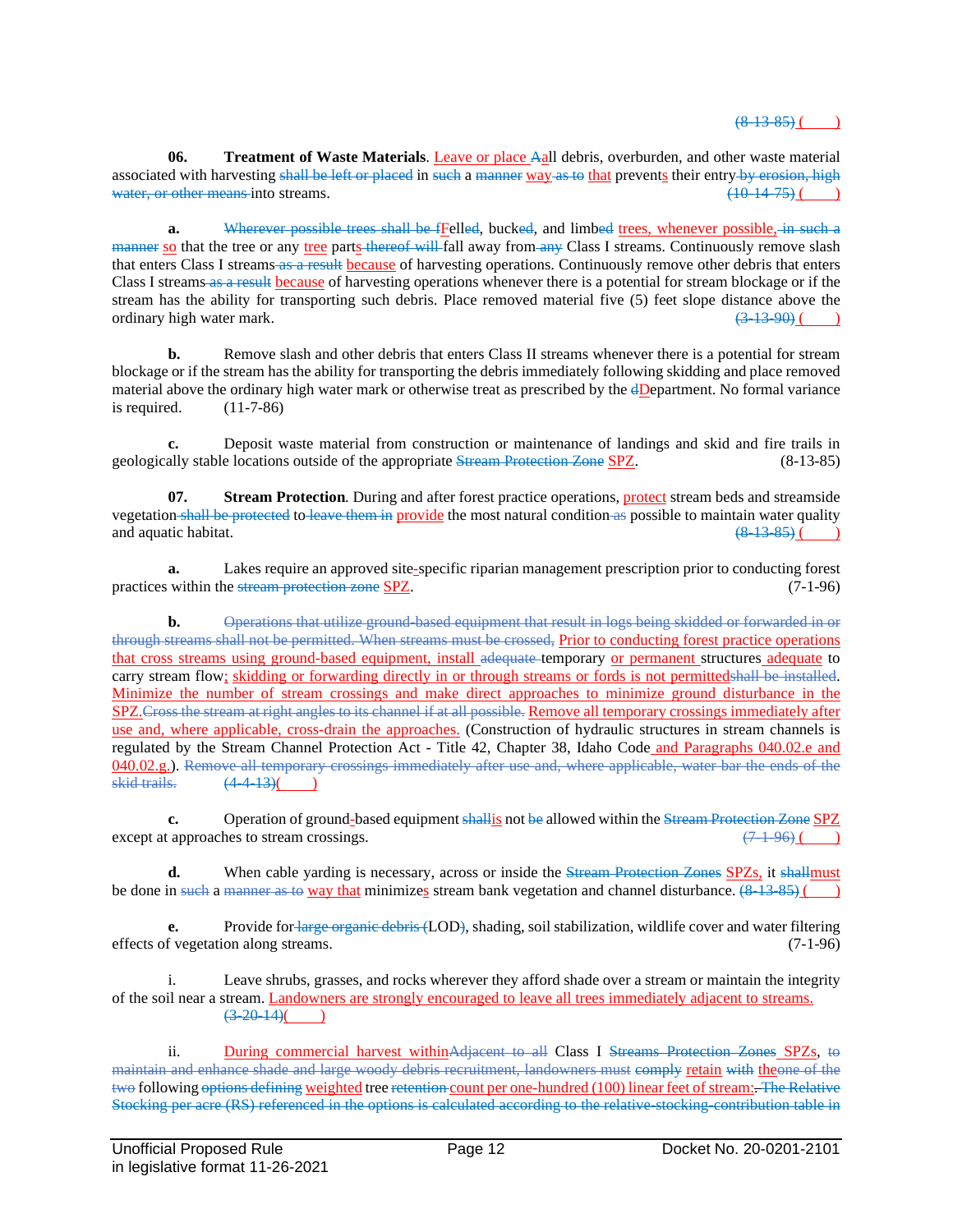(8-13-85) (        )

**06. Treatment of Waste Materials**. Leave or place Aall debris, overburden, and other waste material associated with harvesting shall be left or placed in such a manner way as to that prevents their entry by erosion, high water, or other means into streams. (10-14-75) (        )

**a.** Wherever possible trees shall be fFelled, bucked, and limbed trees, whenever possible, in such a manner so that the tree or any tree parts thereof will fall away from any Class I streams. Continuously remove slash that enters Class I streams as a result because of harvesting operations. Continuously remove other debris that enters Class I streams as a result because of harvesting operations whenever there is a potential for stream blockage or if the stream has the ability for transporting such debris. Place removed material five (5) feet slope distance above the ordinary high water mark. (3-13-90) (        )

**b.** Remove slash and other debris that enters Class II streams whenever there is a potential for stream blockage or if the stream has the ability for transporting the debris immediately following skidding and place removed material above the ordinary high water mark or otherwise treat as prescribed by the dDepartment. No formal variance is required. (11-7-86)

**c.** Deposit waste material from construction or maintenance of landings and skid and fire trails in geologically stable locations outside of the appropriate Stream Protection Zone SPZ. (8-13-85)

**07. Stream Protection**. During and after forest practice operations, protect stream beds and streamside vegetation shall be protected to leave them in provide the most natural condition as possible to maintain water quality and aquatic habitat. (8-13-85) (        )

**a.** Lakes require an approved site-specific riparian management prescription prior to conducting forest practices within the stream protection zone SPZ. (7-1-96)

**b.** Operations that utilize ground-based equipment that result in logs being skidded or forwarded in or through streams shall not be permitted. When streams must be crossed, Prior to conducting forest practice operations that cross streams using ground-based equipment, install adequate temporary or permanent structures adequate to carry stream flow; skidding or forwarding directly in or through streams or fords is not permittedshall be installed. Minimize the number of stream crossings and make direct approaches to minimize ground disturbance in the SPZ.Cross the stream at right angles to its channel if at all possible. Remove all temporary crossings immediately after use and, where applicable, cross-drain the approaches. (Construction of hydraulic structures in stream channels is regulated by the Stream Channel Protection Act - Title 42, Chapter 38, Idaho Code and Paragraphs 040.02.e and 040.02.g.). Remove all temporary crossings immediately after use and, where applicable, water bar the ends of the skid trails. (4-4-13)(        )

**c.** Operation of ground-based equipment shallis not be allowed within the Stream Protection Zone SPZ except at approaches to stream crossings. (7-1-96) (        )

**d.** When cable yarding is necessary, across or inside the Stream Protection Zones SPZs, it shallmust be done in such a manner as to way that minimizes stream bank vegetation and channel disturbance. (8-13-85) (        )

**e.** Provide for large organic debris (LOD), shading, soil stabilization, wildlife cover and water filtering effects of vegetation along streams. (7-1-96)

i. Leave shrubs, grasses, and rocks wherever they afford shade over a stream or maintain the integrity of the soil near a stream. Landowners are strongly encouraged to leave all trees immediately adjacent to streams. (3-20-14)(        )

ii. During commercial harvest withinAdjacent to all Class I Streams Protection Zones SPZs, to maintain and enhance shade and large woody debris recruitment, landowners must comply retain with theone of the two following options defining weighted tree retention count per one-hundred (100) linear feet of stream:. The Relative Stocking per acre (RS) referenced in the options is calculated according to the relative-stocking-contribution table in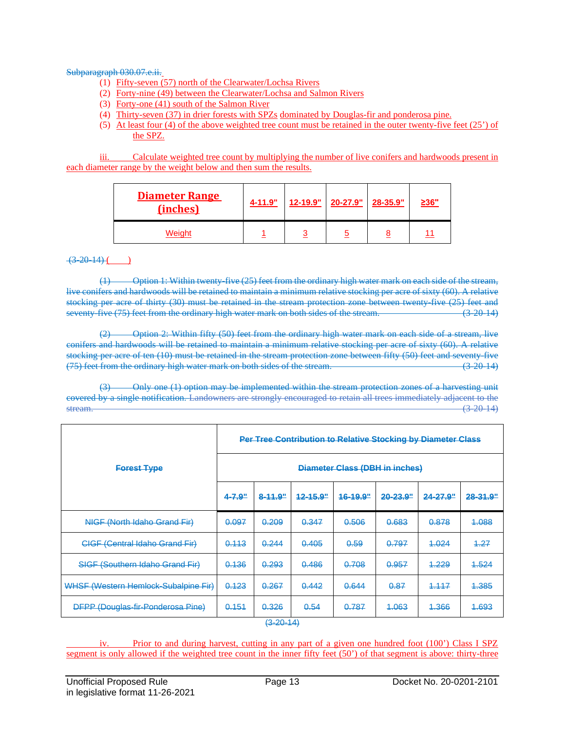~~Subparagraph 030.07.e.ii.~~

(1) Fifty-seven (57) north of the Clearwater/Lochsa Rivers
(2) Forty-nine (49) between the Clearwater/Lochsa and Salmon Rivers
(3) Forty-one (41) south of the Salmon River
(4) Thirty-seven (37) in drier forests with SPZs dominated by Douglas-fir and ponderosa pine.
(5) At least four (4) of the above weighted tree count must be retained in the outer twenty-five feet (25') of the SPZ.

iii. Calculate weighted tree count by multiplying the number of live conifers and hardwoods present in each diameter range by the weight below and then sum the results.

| Diameter Range (inches) | 4-11.9" | 12-19.9" | 20-27.9" | 28-35.9" | ≥36" |
|---|---|---|---|---|---|
| Weight | 1 | 3 | 5 | 8 | 11 |

~~(3-20-14)~~ (    )

~~(1) Option 1: Within twenty-five (25) feet from the ordinary high water mark on each side of the stream, live conifers and hardwoods will be retained to maintain a minimum relative stocking per acre of sixty (60). A relative stocking per acre of thirty (30) must be retained in the stream protection zone between twenty-five (25) feet and seventy-five (75) feet from the ordinary high water mark on both sides of the stream. (3-20-14)~~

~~(2) Option 2: Within fifty (50) feet from the ordinary high water mark on each side of a stream, live conifers and hardwoods will be retained to maintain a minimum relative stocking per acre of sixty (60). A relative stocking per acre of ten (10) must be retained in the stream protection zone between fifty (50) feet and seventy-five (75) feet from the ordinary high water mark on both sides of the stream. (3-20-14)~~

~~(3) Only one (1) option may be implemented within the stream protection zones of a harvesting unit covered by a single notification. Landowners are strongly encouraged to retain all trees immediately adjacent to the stream. (3-20-14)~~

| ~~Forest Type~~ | ~~Per Tree Contribution to Relative Stocking by Diameter Class~~ | | | | | | |
|---|---|---|---|---|---|---|---|
| | ~~Diameter Class (DBH in inches)~~ | | | | | | |
| | ~~4-7.9"~~ | ~~8-11.9"~~ | ~~12-15.9"~~ | ~~16-19.9"~~ | ~~20-23.9"~~ | ~~24-27.9"~~ | ~~28-31.9"~~ |
| ~~NIGF (North Idaho Grand Fir)~~ | ~~0.097~~ | ~~0.209~~ | ~~0.347~~ | ~~0.506~~ | ~~0.683~~ | ~~0.878~~ | ~~1.088~~ |
| ~~CIGF (Central Idaho Grand Fir)~~ | ~~0.113~~ | ~~0.244~~ | ~~0.405~~ | ~~0.59~~ | ~~0.797~~ | ~~1.024~~ | ~~1.27~~ |
| ~~SIGF (Southern Idaho Grand Fir)~~ | ~~0.136~~ | ~~0.293~~ | ~~0.486~~ | ~~0.708~~ | ~~0.957~~ | ~~1.229~~ | ~~1.524~~ |
| ~~WHSF (Western Hemlock-Subalpine Fir)~~ | ~~0.123~~ | ~~0.267~~ | ~~0.442~~ | ~~0.644~~ | ~~0.87~~ | ~~1.117~~ | ~~1.385~~ |
| ~~DFPP (Douglas-fir-Ponderosa Pine)~~ | ~~0.151~~ | ~~0.326~~ | ~~0.54~~ | ~~0.787~~ | ~~1.063~~ | ~~1.366~~ | ~~1.693~~ |

~~(3-20-14)~~

iv. Prior to and during harvest, cutting in any part of a given one hundred foot (100') Class I SPZ segment is only allowed if the weighted tree count in the inner fifty feet (50') of that segment is above: thirty-three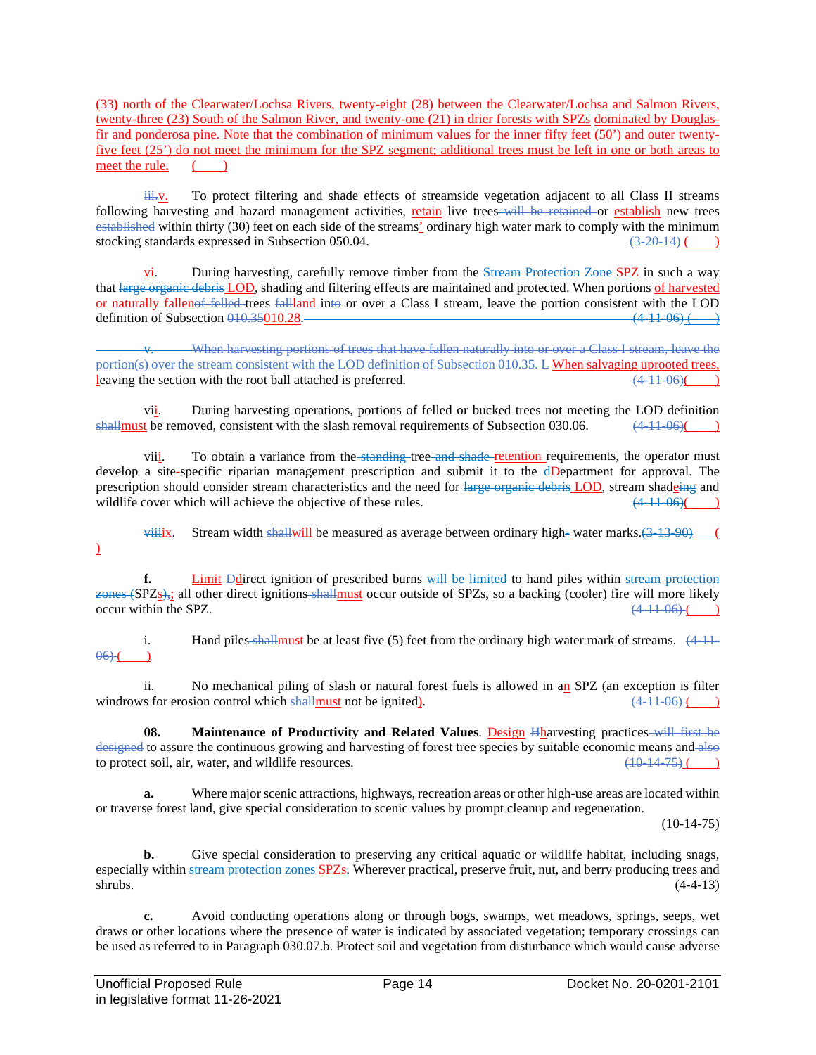(33) north of the Clearwater/Lochsa Rivers, twenty-eight (28) between the Clearwater/Lochsa and Salmon Rivers, twenty-three (23) South of the Salmon River, and twenty-one (21) in drier forests with SPZs dominated by Douglas-fir and ponderosa pine. Note that the combination of minimum values for the inner fifty feet (50') and outer twenty-five feet (25') do not meet the minimum for the SPZ segment; additional trees must be left in one or both areas to meet the rule. ( )

iii.v. To protect filtering and shade effects of streamside vegetation adjacent to all Class II streams following harvesting and hazard management activities, retain live trees will be retained or establish new trees established within thirty (30) feet on each side of the streams' ordinary high water mark to comply with the minimum stocking standards expressed in Subsection 050.04. (3-20-14) ( )

vi. During harvesting, carefully remove timber from the Stream Protection Zone SPZ in such a way that large organic debris LOD, shading and filtering effects are maintained and protected. When portions of harvested or naturally fallenof felled trees fallland into or over a Class I stream, leave the portion consistent with the LOD definition of Subsection 010.35010.28. (4-11-06) ( )

v. When harvesting portions of trees that have fallen naturally into or over a Class I stream, leave the portion(s) over the stream consistent with the LOD definition of Subsection 010.35. L When salvaging uprooted trees, leaving the section with the root ball attached is preferred. (4-11-06)( )

vii. During harvesting operations, portions of felled or bucked trees not meeting the LOD definition shallmust be removed, consistent with the slash removal requirements of Subsection 030.06. (4-11-06)( )

viii. To obtain a variance from the standing tree and shade retention requirements, the operator must develop a site-specific riparian management prescription and submit it to the dDepartment for approval. The prescription should consider stream characteristics and the need for large organic debris LOD, stream shadeing and wildlife cover which will achieve the objective of these rules. (4-11-06)( )

viiiix. Stream width shallwill be measured as average between ordinary high- water marks.(3-13-90) ( )

**f.** Limit Ddirect ignition of prescribed burns will be limited to hand piles within stream protection zones (SPZs),; all other direct ignitions shallmust occur outside of SPZs, so a backing (cooler) fire will more likely occur within the SPZ. (4-11-06) ( )

i. Hand piles shallmust be at least five (5) feet from the ordinary high water mark of streams. (4-11-06) ( )

ii. No mechanical piling of slash or natural forest fuels is allowed in an SPZ (an exception is filter windrows for erosion control which shallmust not be ignited). (4-11-06) ( )

**08. Maintenance of Productivity and Related Values**. Design Hharvesting practices will first be designed to assure the continuous growing and harvesting of forest tree species by suitable economic means and also to protect soil, air, water, and wildlife resources. (10-14-75) ( )

**a.** Where major scenic attractions, highways, recreation areas or other high-use areas are located within or traverse forest land, give special consideration to scenic values by prompt cleanup and regeneration. (10-14-75)

**b.** Give special consideration to preserving any critical aquatic or wildlife habitat, including snags, especially within stream protection zones SPZs. Wherever practical, preserve fruit, nut, and berry producing trees and shrubs. (4-4-13)

**c.** Avoid conducting operations along or through bogs, swamps, wet meadows, springs, seeps, wet draws or other locations where the presence of water is indicated by associated vegetation; temporary crossings can be used as referred to in Paragraph 030.07.b. Protect soil and vegetation from disturbance which would cause adverse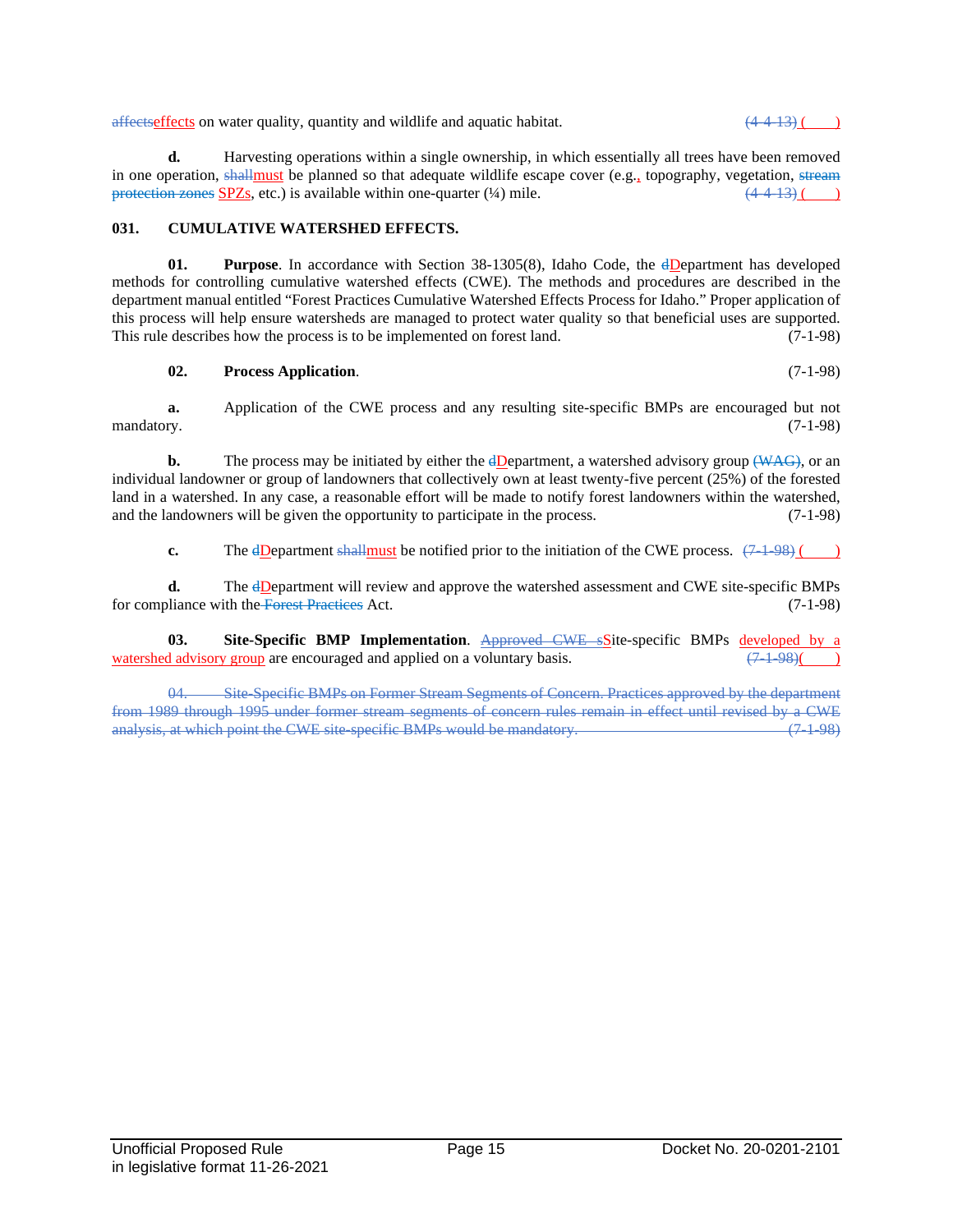~~affects~~effects on water quality, quantity and wildlife and aquatic habitat. ~~(4-4-13)~~ ( )

**d.** Harvesting operations within a single ownership, in which essentially all trees have been removed in one operation, ~~shall~~must be planned so that adequate wildlife escape cover (e.g., topography, vegetation, ~~stream protection zones~~ SPZs, etc.) is available within one-quarter (¼) mile. ~~(4-4-13)~~ ( )

**031. CUMULATIVE WATERSHED EFFECTS.**

**01. Purpose**. In accordance with Section 38-1305(8), Idaho Code, the ~~d~~Department has developed methods for controlling cumulative watershed effects (CWE). The methods and procedures are described in the department manual entitled "Forest Practices Cumulative Watershed Effects Process for Idaho." Proper application of this process will help ensure watersheds are managed to protect water quality so that beneficial uses are supported. This rule describes how the process is to be implemented on forest land. (7-1-98)

**02. Process Application**. (7-1-98)

**a.** Application of the CWE process and any resulting site-specific BMPs are encouraged but not mandatory. (7-1-98)

**b.** The process may be initiated by either the ~~d~~Department, a watershed advisory group ~~(WAG)~~, or an individual landowner or group of landowners that collectively own at least twenty-five percent (25%) of the forested land in a watershed. In any case, a reasonable effort will be made to notify forest landowners within the watershed, and the landowners will be given the opportunity to participate in the process. (7-1-98)

**c.** The ~~d~~Department ~~shall~~must be notified prior to the initiation of the CWE process. ~~(7-1-98)~~ ( )

**d.** The ~~d~~Department will review and approve the watershed assessment and CWE site-specific BMPs for compliance with the ~~Forest Practices~~ Act. (7-1-98)

**03. Site-Specific BMP Implementation**. ~~Approved CWE s~~Site-specific BMPs developed by a watershed advisory group are encouraged and applied on a voluntary basis. ~~(7-1-98)~~( )

~~04. Site-Specific BMPs on Former Stream Segments of Concern. Practices approved by the department from 1989 through 1995 under former stream segments of concern rules remain in effect until revised by a CWE analysis, at which point the CWE site-specific BMPs would be mandatory. (7-1-98)~~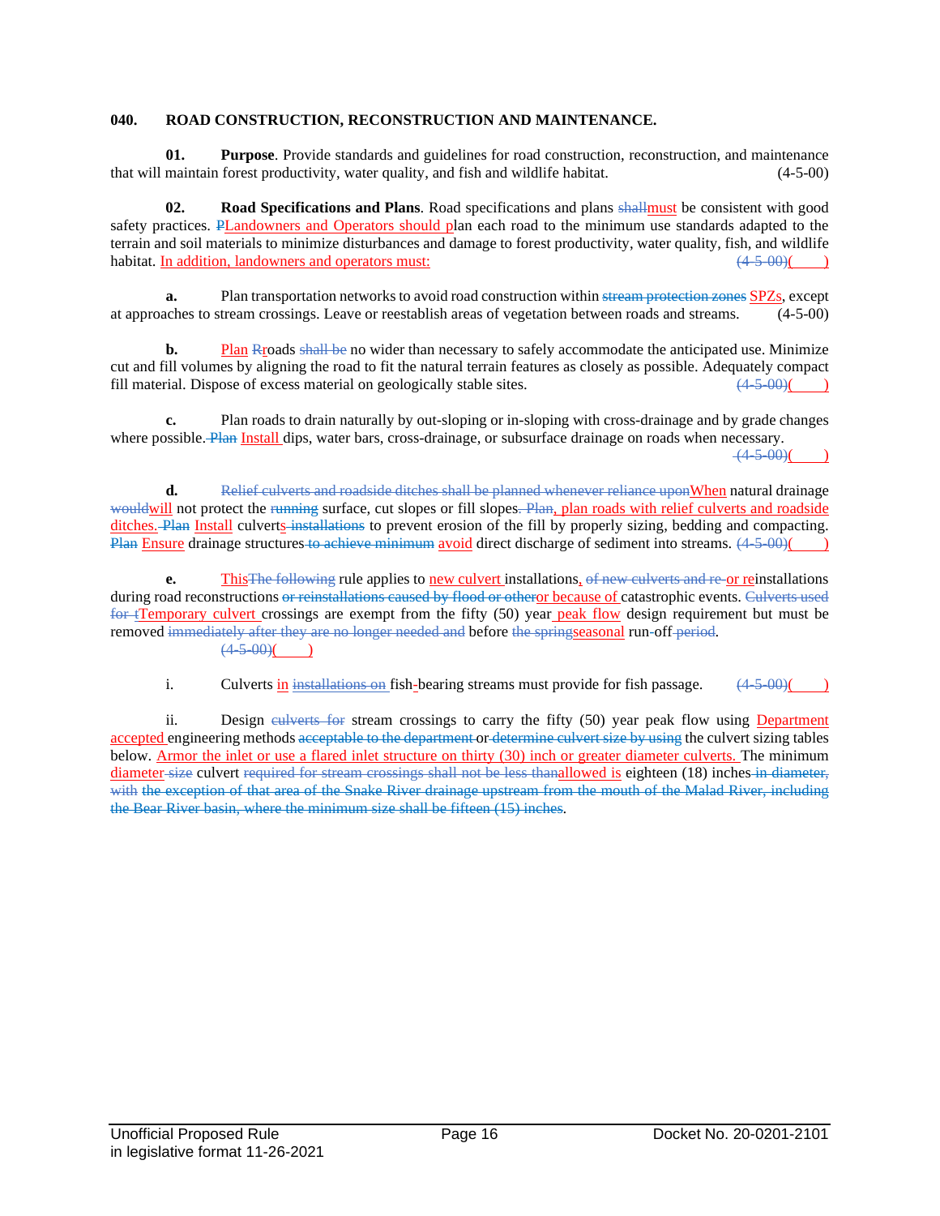**040. ROAD CONSTRUCTION, RECONSTRUCTION AND MAINTENANCE.**

**01. Purpose**. Provide standards and guidelines for road construction, reconstruction, and maintenance that will maintain forest productivity, water quality, and fish and wildlife habitat. (4-5-00)

**02. Road Specifications and Plans**. Road specifications and plans ~~shall~~<u>must</u> be consistent with good safety practices. ~~P~~<u>Landowners and Operators should p</u>lan each road to the minimum use standards adapted to the terrain and soil materials to minimize disturbances and damage to forest productivity, water quality, fish, and wildlife habitat. <u>In addition, landowners and operators must:</u> ~~(4-5-00)~~<u>(    )</u>

**a.** Plan transportation networks to avoid road construction within ~~stream protection zones~~ <u>SPZs</u>, except at approaches to stream crossings. Leave or reestablish areas of vegetation between roads and streams. (4-5-00)

**b.** <u>Plan</u> ~~R~~<u>r</u>oads ~~shall be~~ no wider than necessary to safely accommodate the anticipated use. Minimize cut and fill volumes by aligning the road to fit the natural terrain features as closely as possible. Adequately compact fill material. Dispose of excess material on geologically stable sites. ~~(4-5-00)~~<u>(    )</u>

**c.** Plan roads to drain naturally by out-sloping or in-sloping with cross-drainage and by grade changes where possible.~~ Plan~~ <u>Install </u>dips, water bars, cross-drainage, or subsurface drainage on roads when necessary. ~~(4-5-00)~~<u>(    )</u>

**d.** ~~Relief culverts and roadside ditches shall be planned whenever reliance upon~~<u>When</u> natural drainage ~~would~~<u>will</u> not protect the ~~running~~ surface, cut slopes or fill slopes~~. Plan~~<u>, plan roads with relief culverts and roadside ditches.</u>~~ Plan~~ <u>Install</u> culvert~~s installations~~ to prevent erosion of the fill by properly sizing, bedding and compacting. ~~Plan~~ <u>Ensure</u> drainage structures~~ to achieve minimum~~ <u>avoid</u> direct discharge of sediment into streams. ~~(4-5-00)~~<u>(    )</u>

**e.** <u>This</u>~~The following~~ rule applies to <u>new culvert </u>installations<u>,</u> ~~of new culverts and re-~~<u>or re</u>installations during road reconstructions ~~or reinstallations caused by flood or other~~<u>or because of </u>catastrophic events. ~~Culverts used for t~~<u>Temporary culvert </u>crossings are exempt from the fifty (50) year<u> peak flow</u> design requirement but must be removed ~~immediately after they are no longer needed and~~ before ~~the spring~~<u>seasonal</u> run~~-~~off~~ period~~. ~~(4-5-00)~~<u>(    )</u>

i. Culverts <u>in</u> ~~installations on~~ fish<u>-</u>bearing streams must provide for fish passage. ~~(4-5-00)~~<u>(    )</u>

ii. Design ~~culverts for~~ stream crossings to carry the fifty (50) year peak flow using <u>Department accepted </u>engineering methods ~~acceptable to the department~~ or~~ determine culvert size by using~~ the culvert sizing tables below. <u>Armor the inlet or use a flared inlet structure on thirty (30) inch or greater diameter culverts. </u>The minimum <u>diameter</u>~~ size~~ culvert ~~required for stream crossings shall not be less than~~<u>allowed is</u> eighteen (18) inches~~ in diameter, with the exception of that area of the Snake River drainage upstream from the mouth of the Malad River, including the Bear River basin, where the minimum size shall be fifteen (15) inches~~.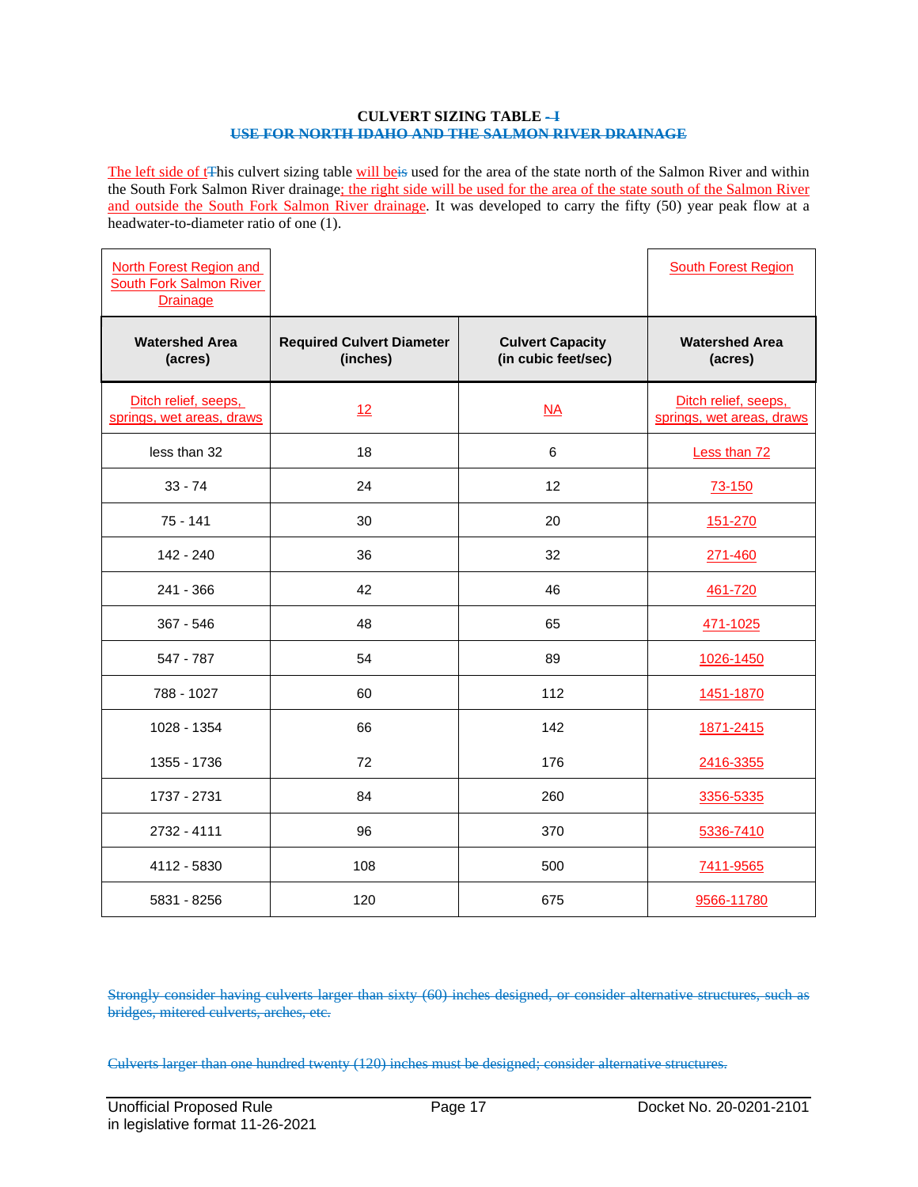**CULVERT SIZING TABLE ~~- I~~**
**~~USE FOR NORTH IDAHO AND THE SALMON RIVER DRAINAGE~~**

The left side of t~~T~~his culvert sizing table will be~~is~~ used for the area of the state north of the Salmon River and within the South Fork Salmon River drainage; the right side will be used for the area of the state south of the Salmon River and outside the South Fork Salmon River drainage. It was developed to carry the fifty (50) year peak flow at a headwater-to-diameter ratio of one (1).

| North Forest Region and South Fork Salmon River Drainage | | | South Forest Region |
|---|---|---|---|
| **Watershed Area (acres)** | **Required Culvert Diameter (inches)** | **Culvert Capacity (in cubic feet/sec)** | **Watershed Area (acres)** |
| Ditch relief, seeps, springs, wet areas, draws | 12 | NA | Ditch relief, seeps, springs, wet areas, draws |
| less than 32 | 18 | 6 | Less than 72 |
| 33 - 74 | 24 | 12 | 73-150 |
| 75 - 141 | 30 | 20 | 151-270 |
| 142 - 240 | 36 | 32 | 271-460 |
| 241 - 366 | 42 | 46 | 461-720 |
| 367 - 546 | 48 | 65 | 471-1025 |
| 547 - 787 | 54 | 89 | 1026-1450 |
| 788 - 1027 | 60 | 112 | 1451-1870 |
| 1028 - 1354 | 66 | 142 | 1871-2415 |
| 1355 - 1736 | 72 | 176 | 2416-3355 |
| 1737 - 2731 | 84 | 260 | 3356-5335 |
| 2732 - 4111 | 96 | 370 | 5336-7410 |
| 4112 - 5830 | 108 | 500 | 7411-9565 |
| 5831 - 8256 | 120 | 675 | 9566-11780 |

~~Strongly consider having culverts larger than sixty (60) inches designed, or consider alternative structures, such as bridges, mitered culverts, arches, etc.~~

~~Culverts larger than one hundred twenty (120) inches must be designed; consider alternative structures.~~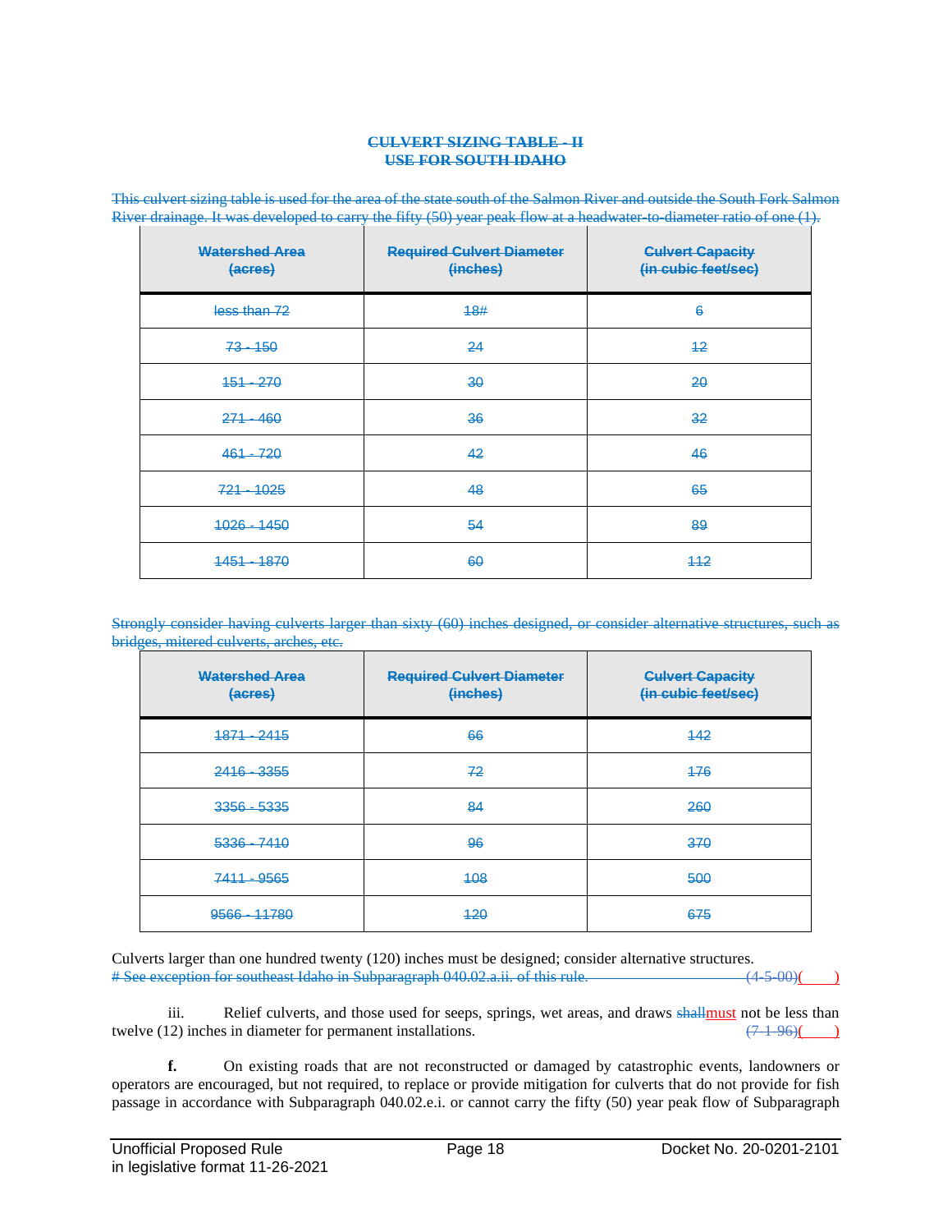**CULVERT SIZING TABLE - II**
**USE FOR SOUTH IDAHO**

This culvert sizing table is used for the area of the state south of the Salmon River and outside the South Fork Salmon River drainage. It was developed to carry the fifty (50) year peak flow at a headwater-to-diameter ratio of one (1).

| Watershed Area (acres) | Required Culvert Diameter (inches) | Culvert Capacity (in cubic feet/sec) |
|---|---|---|
| less than 72 | 18# | 6 |
| 73 - 150 | 24 | 12 |
| 151 - 270 | 30 | 20 |
| 271 - 460 | 36 | 32 |
| 461 - 720 | 42 | 46 |
| 721 - 1025 | 48 | 65 |
| 1026 - 1450 | 54 | 89 |
| 1451 - 1870 | 60 | 112 |

Strongly consider having culverts larger than sixty (60) inches designed, or consider alternative structures, such as bridges, mitered culverts, arches, etc.

| Watershed Area (acres) | Required Culvert Diameter (inches) | Culvert Capacity (in cubic feet/sec) |
|---|---|---|
| 1871 - 2415 | 66 | 142 |
| 2416 - 3355 | 72 | 176 |
| 3356 - 5335 | 84 | 260 |
| 5336 - 7410 | 96 | 370 |
| 7411 - 9565 | 108 | 500 |
| 9566 - 11780 | 120 | 675 |

Culverts larger than one hundred twenty (120) inches must be designed; consider alternative structures.
# See exception for southeast Idaho in Subparagraph 040.02.a.ii. of this rule. (4-5-00)(        )

iii. Relief culverts, and those used for seeps, springs, wet areas, and draws shallmust not be less than twelve (12) inches in diameter for permanent installations. (7-1-96)(        )

**f.** On existing roads that are not reconstructed or damaged by catastrophic events, landowners or operators are encouraged, but not required, to replace or provide mitigation for culverts that do not provide for fish passage in accordance with Subparagraph 040.02.e.i. or cannot carry the fifty (50) year peak flow of Subparagraph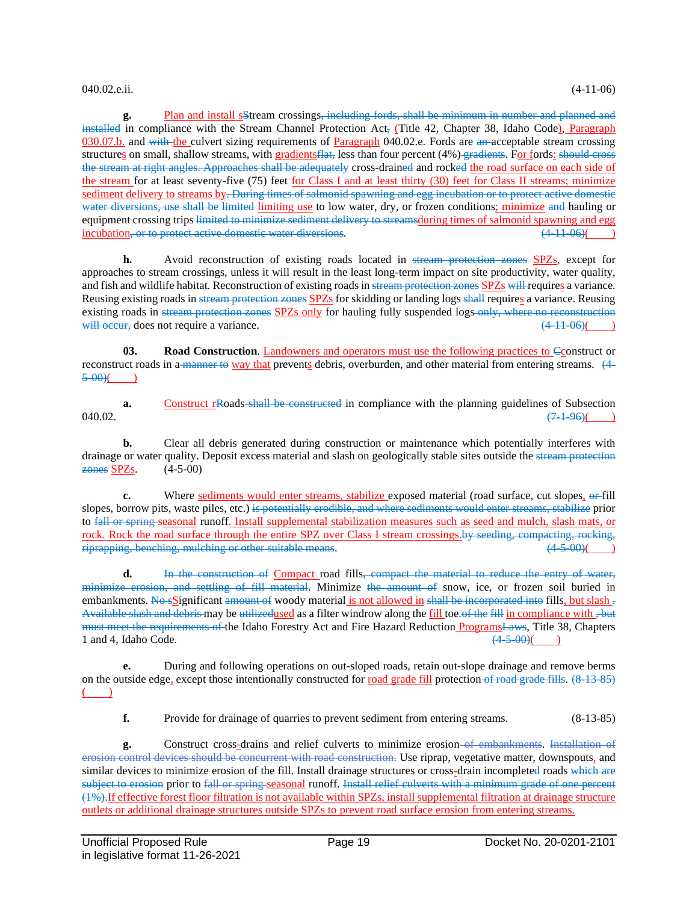040.02.e.ii. (4-11-06)

**g.** Plan and install sStream crossings, including fords, shall be minimum in number and planned and installed in compliance with the Stream Channel Protection Act, (Title 42, Chapter 38, Idaho Code), Paragraph 030.07.b. and with the culvert sizing requirements of Paragraph 040.02.e. Fords are an acceptable stream crossing structures on small, shallow streams, with gradientsflat, less than four percent (4%) gradients. For fords: should cross the stream at right angles. Approaches shall be adequately cross-drained and rocked the road surface on each side of the stream for at least seventy-five (75) feet for Class I and at least thirty (30) feet for Class II streams; minimize sediment delivery to streams by. During times of salmonid spawning and egg incubation or to protect active domestic water diversions, use shall be limited limiting use to low water, dry, or frozen conditions; minimize and hauling or equipment crossing trips limited to minimize sediment delivery to streamsduring times of salmonid spawning and egg incubation, or to protect active domestic water diversions. (4-11-06)( )

**h.** Avoid reconstruction of existing roads located in stream protection zones SPZs, except for approaches to stream crossings, unless it will result in the least long-term impact on site productivity, water quality, and fish and wildlife habitat. Reconstruction of existing roads in stream protection zones SPZs will requires a variance. Reusing existing roads in stream protection zones SPZs for skidding or landing logs shall requires a variance. Reusing existing roads in stream protection zones SPZs only for hauling fully suspended logs only, where no reconstruction will occur, does not require a variance. (4-11-06)( )

**03. Road Construction**. Landowners and operators must use the following practices to Cconstruct or reconstruct roads in a manner to way that prevents debris, overburden, and other material from entering streams. (4-5-00)( )

**a.** Construct rRoads shall be constructed in compliance with the planning guidelines of Subsection 040.02. (7-1-96)( )

**b.** Clear all debris generated during construction or maintenance which potentially interferes with drainage or water quality. Deposit excess material and slash on geologically stable sites outside the stream protection zones SPZs. (4-5-00)

**c.** Where sediments would enter streams, stabilize exposed material (road surface, cut slopes, or fill slopes, borrow pits, waste piles, etc.) is potentially erodible, and where sediments would enter streams, stabilize prior to fall or spring seasonal runoff. Install supplemental stabilization measures such as seed and mulch, slash mats, or rock. Rock the road surface through the entire SPZ over Class I stream crossings.by seeding, compacting, rocking, riprapping, benching, mulching or other suitable means. (4-5-00)( )

**d.** In the construction of Compact road fills, compact the material to reduce the entry of water, minimize erosion, and settling of fill material. Minimize the amount of snow, ice, or frozen soil buried in embankments. No sSignificant amount of woody material is not allowed in shall be incorporated into fills, but slash . Available slash and debris may be utilizedused as a filter windrow along the fill toe of the fill in compliance with , but must meet the requirements of the Idaho Forestry Act and Fire Hazard Reduction ProgramsLaws, Title 38, Chapters 1 and 4, Idaho Code. (4-5-00)( )

**e.** During and following operations on out-sloped roads, retain out-slope drainage and remove berms on the outside edge, except those intentionally constructed for road grade fill protection of road grade fills. (8-13-85)( )

**f.** Provide for drainage of quarries to prevent sediment from entering streams. (8-13-85)

**g.** Construct cross-drains and relief culverts to minimize erosion of embankments. Installation of erosion control devices should be concurrent with road construction. Use riprap, vegetative matter, downspouts, and similar devices to minimize erosion of the fill. Install drainage structures or cross-drain incompleted roads which are subject to erosion prior to fall or spring seasonal runoff. Install relief culverts with a minimum grade of one percent (1%).If effective forest floor filtration is not available within SPZs, install supplemental filtration at drainage structure outlets or additional drainage structures outside SPZs to prevent road surface erosion from entering streams.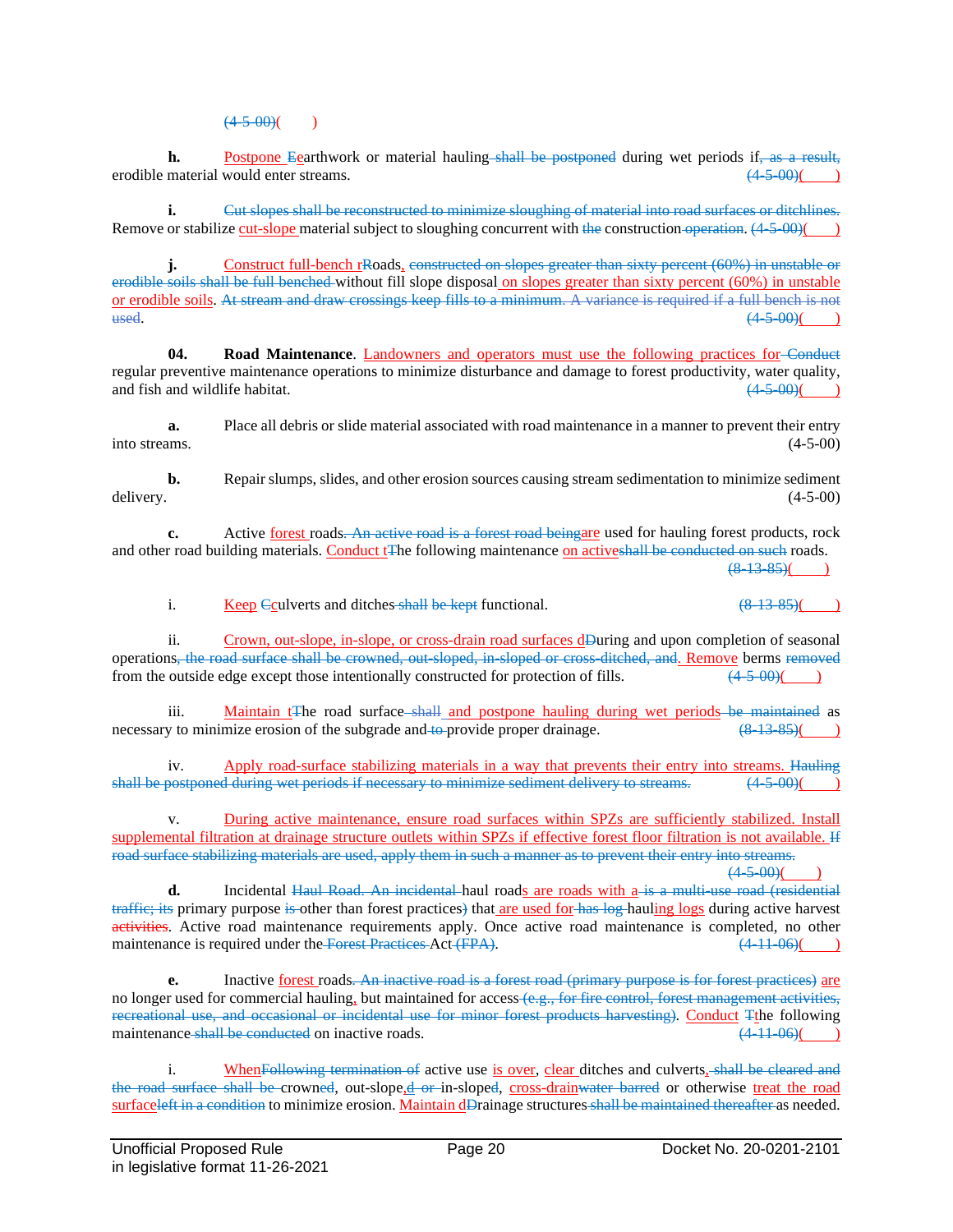(4-5-00)(        )

**h.** Postpone Eearthwork or material hauling shall be postponed during wet periods if, as a result, erodible material would enter streams. (4-5-00)(        )

**i.** Cut slopes shall be reconstructed to minimize sloughing of material into road surfaces or ditchlines. Remove or stabilize cut-slope material subject to sloughing concurrent with the construction operation. (4-5-00)(        )

**j.** Construct full-bench rRoads, constructed on slopes greater than sixty percent (60%) in unstable or erodible soils shall be full benched without fill slope disposal on slopes greater than sixty percent (60%) in unstable or erodible soils. At stream and draw crossings keep fills to a minimum. A variance is required if a full bench is not used. (4-5-00)(        )

**04. Road Maintenance**. Landowners and operators must use the following practices for Conduct regular preventive maintenance operations to minimize disturbance and damage to forest productivity, water quality, and fish and wildlife habitat. (4-5-00)(        )

**a.** Place all debris or slide material associated with road maintenance in a manner to prevent their entry into streams. (4-5-00)

**b.** Repair slumps, slides, and other erosion sources causing stream sedimentation to minimize sediment delivery. (4-5-00)

**c.** Active forest roads. An active road is a forest road beingare used for hauling forest products, rock and other road building materials. Conduct tThe following maintenance on activeshall be conducted on such roads. (8-13-85)(        )

i. Keep Cculverts and ditches shall be kept functional. (8-13-85)(        )

ii. Crown, out-slope, in-slope, or cross-drain road surfaces dDuring and upon completion of seasonal operations, the road surface shall be crowned, out-sloped, in-sloped or cross-ditched, and. Remove berms removed from the outside edge except those intentionally constructed for protection of fills. (4-5-00)(        )

iii. Maintain tThe road surface shall and postpone hauling during wet periods be maintained as necessary to minimize erosion of the subgrade and to provide proper drainage. (8-13-85)(        )

iv. Apply road-surface stabilizing materials in a way that prevents their entry into streams. Hauling shall be postponed during wet periods if necessary to minimize sediment delivery to streams. (4-5-00)(        )

v. During active maintenance, ensure road surfaces within SPZs are sufficiently stabilized. Install supplemental filtration at drainage structure outlets within SPZs if effective forest floor filtration is not available. If road surface stabilizing materials are used, apply them in such a manner as to prevent their entry into streams. (4-5-00)(        )

**d.** Incidental Haul Road. An incidental haul roads are roads with a is a multi-use road (residential traffic; its primary purpose is other than forest practices) that are used for has log hauling logs during active harvest activities. Active road maintenance requirements apply. Once active road maintenance is completed, no other maintenance is required under the Forest Practices Act (FPA). (4-11-06)(        )

**e.** Inactive forest roads. An inactive road is a forest road (primary purpose is for forest practices) are no longer used for commercial hauling, but maintained for access (e.g., for fire control, forest management activities, recreational use, and occasional or incidental use for minor forest products harvesting). Conduct Tthe following maintenance shall be conducted on inactive roads. (4-11-06)(        )

i. WhenFollowing termination of active use is over, clear ditches and culverts, shall be cleared and the road surface shall be crowned, out-slope,d or in-sloped, cross-drainwater barred or otherwise treat the road surfaceleft in a condition to minimize erosion. Maintain dDrainage structures shall be maintained thereafter as needed.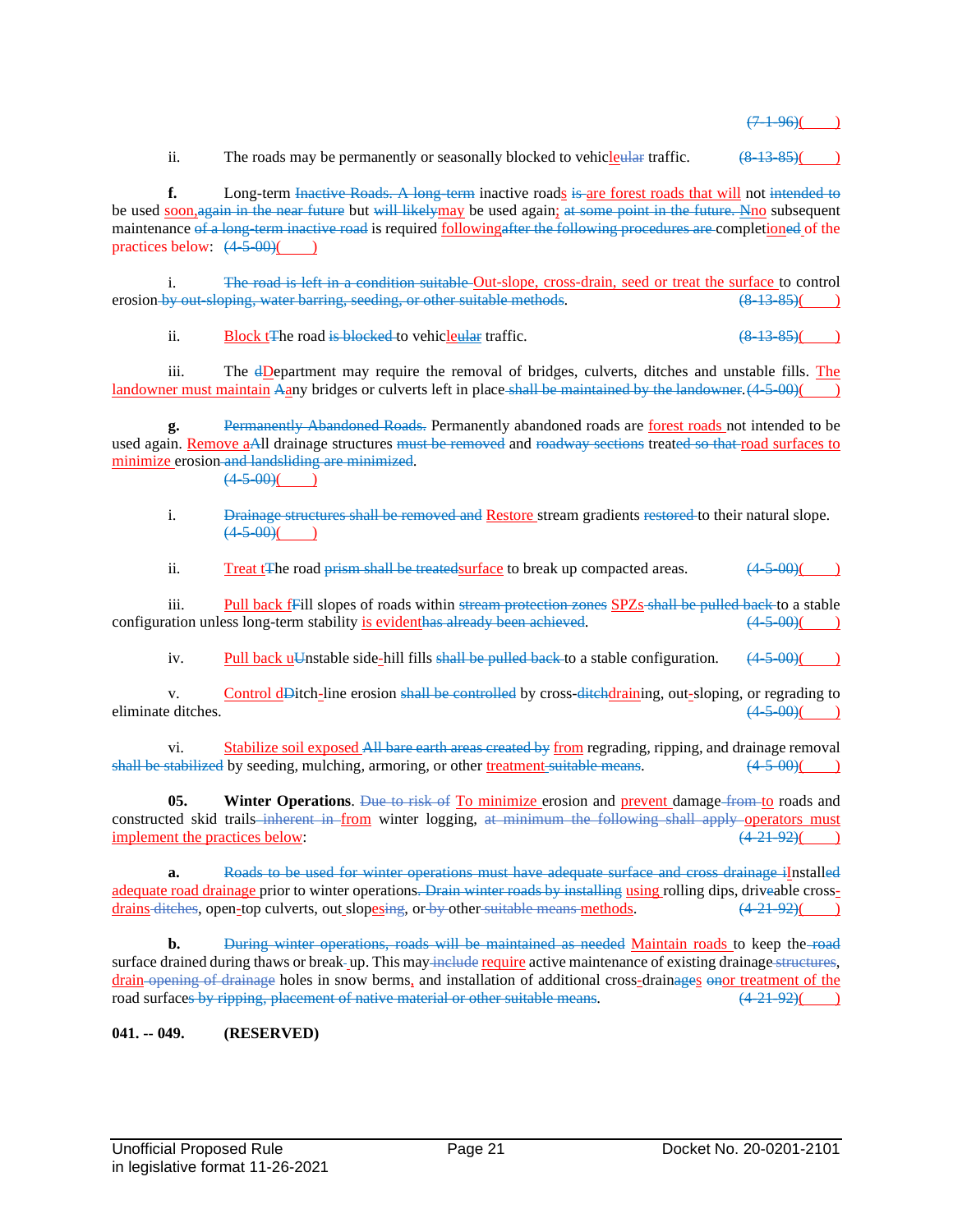~~(7-1-96)~~(____)

ii. The roads may be permanently or seasonally blocked to vehic~~ul~~le~~ar~~ traffic. ~~(8-13-85)~~(____)

**f.** Long-term ~~Inactive Roads. A long-term~~ inactive road~~s~~ ~~is~~ are forest roads that will not ~~intended to~~ be used soon, ~~again in the near future~~ but ~~will likely~~may be used again; ~~at some point in the future. N~~no subsequent maintenance ~~of a long-term inactive road~~ is required following~~after the following procedures are~~ complet~~ed~~ion of the practices below: ~~(4-5-00)~~(____)

i. ~~The road is left in a condition suitable~~ Out-slope, cross-drain, seed or treat the surface to control erosion ~~by out-sloping, water barring, seeding, or other suitable methods~~. ~~(8-13-85)~~(____)

ii. Block t~~T~~he road ~~is blocked~~ to vehic~~ul~~le~~ar~~ traffic. ~~(8-13-85)~~(____)

iii. The ~~d~~Department may require the removal of bridges, culverts, ditches and unstable fills. The landowner must maintain ~~A~~any bridges or culverts left in place ~~shall be maintained by the landowner~~. ~~(4-5-00)~~(____)

**g.** ~~Permanently Abandoned Roads.~~ Permanently abandoned roads are forest roads not intended to be used again. Remove a~~A~~ll drainage structures ~~must be removed~~ and ~~roadway sections~~ treat~~ed so that~~ road surfaces to minimize erosion ~~and landsliding are minimized~~. ~~(4-5-00)~~(____)

i. ~~Drainage structures shall be removed and~~ Restore stream gradients ~~restored~~ to their natural slope. ~~(4-5-00)~~(____)

ii. Treat t~~T~~he road ~~prism shall be treated~~surface to break up compacted areas. ~~(4-5-00)~~(____)

iii. Pull back f~~F~~ill slopes of roads within ~~stream protection zones~~ SPZs ~~shall be pulled back~~ to a stable configuration unless long-term stability is evident~~has already been achieved~~. ~~(4-5-00)~~(____)

iv. Pull back u~~U~~nstable side-hill fills ~~shall be pulled back~~ to a stable configuration. ~~(4-5-00)~~(____)

v. Control d~~D~~itch-line erosion ~~shall be controlled~~ by cross-~~ditch~~draining, out-sloping, or regrading to eliminate ditches. ~~(4-5-00)~~(____)

vi. Stabilize soil exposed ~~All bare earth areas created by~~ from regrading, ripping, and drainage removal ~~shall be stabilized~~ by seeding, mulching, armoring, or other treatment ~~suitable means~~. ~~(4-5-00)~~(____)

**05. Winter Operations**. ~~Due to risk of~~ To minimize erosion and prevent damage ~~from~~ to roads and constructed skid trails ~~inherent in~~ from winter logging, ~~at minimum the following shall apply~~ operators must implement the practices below: ~~(4-21-92)~~(____)

**a.** ~~Roads to be used for winter operations must have adequate surface and cross drainage i~~Installed adequate road drainage prior to winter operations~~. Drain winter roads by installing~~ using rolling dips, driv~~e~~able cross-drains ~~ditches~~, open-top culverts, out-slop~~es~~ing, or ~~by~~ other ~~suitable means~~ methods. ~~(4-21-92)~~(____)

**b.** ~~During winter operations, roads will be maintained as needed~~ Maintain roads to keep the ~~road~~ surface drained during thaws or break-up. This may ~~include~~ require active maintenance of existing drainage ~~structures~~, drain ~~opening of drainage~~ holes in snow berms, and installation of additional cross-drain~~age~~s ~~on~~or treatment of the road surface~~s by ripping, placement of native material or other suitable means~~. ~~(4-21-92)~~(____)

**041. -- 049. (RESERVED)**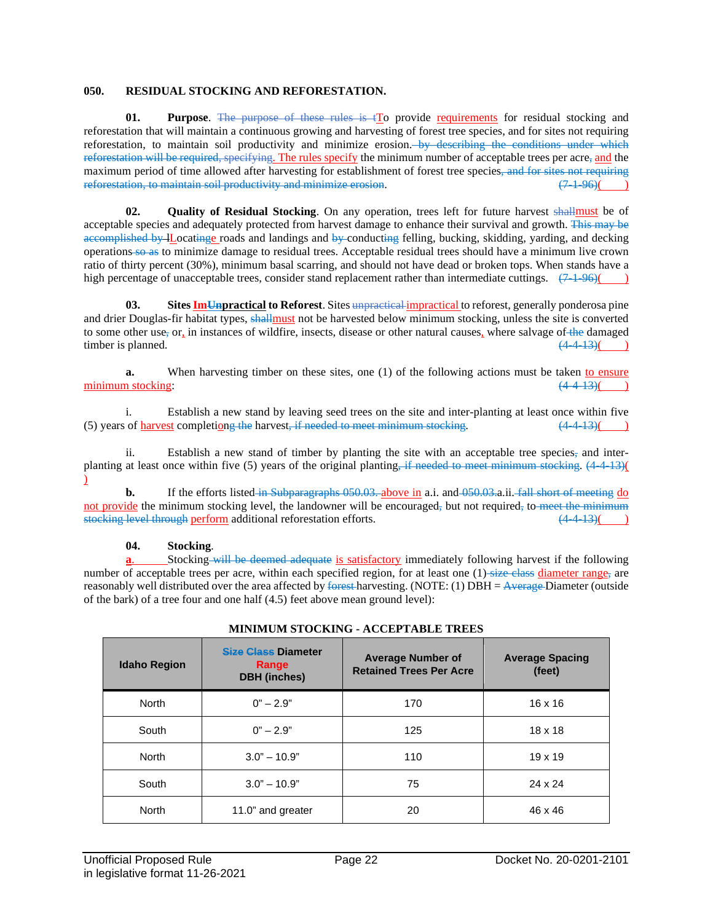**050. RESIDUAL STOCKING AND REFORESTATION.**

**01. Purpose**. ~~The purpose of these rules is t~~To provide requirements for residual stocking and reforestation that will maintain a continuous growing and harvesting of forest tree species, and for sites not requiring reforestation, to maintain soil productivity and minimize erosion.~~ by describing the conditions under which reforestation will be required, specifying~~. The rules specify the minimum number of acceptable trees per acre~~,~~ and the maximum period of time allowed after harvesting for establishment of forest tree species~~, and for sites not requiring reforestation, to maintain soil productivity and minimize erosion~~. ~~(7-1-96)~~(    )

**02. Quality of Residual Stocking**. On any operation, trees left for future harvest ~~shall~~must be of acceptable species and adequately protected from harvest damage to enhance their survival and growth. ~~This may be accomplished by l~~Locat~~ing~~e roads and landings and ~~by~~ conduct~~ing~~ felling, bucking, skidding, yarding, and decking operations~~ so as~~ to minimize damage to residual trees. Acceptable residual trees should have a minimum live crown ratio of thirty percent (30%), minimum basal scarring, and should not have dead or broken tops. When stands have a high percentage of unacceptable trees, consider stand replacement rather than intermediate cuttings. ~~(7-1-96)~~(    )

**03. Sites Im~~Un~~practical to Reforest**. Sites ~~unpractical~~ impractical to reforest, generally ponderosa pine and drier Douglas-fir habitat types, ~~shall~~must not be harvested below minimum stocking, unless the site is converted to some other use~~,~~ or, in instances of wildfire, insects, disease or other natural causes, where salvage of~~ the~~ damaged timber is planned. ~~(4-4-13)~~(    )

**a.** When harvesting timber on these sites, one (1) of the following actions must be taken to ensure minimum stocking: ~~(4-4-13)~~(    )

i. Establish a new stand by leaving seed trees on the site and inter-planting at least once within five (5) years of harvest completi~~o~~ng~~ the~~ harvest~~, if needed to meet minimum stocking~~. ~~(4-4-13)~~(    )

ii. Establish a new stand of timber by planting the site with an acceptable tree species~~,~~ and inter-planting at least once within five (5) years of the original planting~~, if needed to meet minimum stocking~~. ~~(4-4-13)~~(    )

**b.** If the efforts listed~~ in Subparagraphs 050.03.~~ above in a.i. and~~ 050.03.~~a.ii.~~ fall short of meeting~~ do not provide the minimum stocking level, the landowner will be encouraged~~,~~ but not required~~,~~ to~~ meet the minimum stocking level through~~ perform additional reforestation efforts. ~~(4-4-13)~~(    )

**04. Stocking**.

**a.** Stocking~~ will be deemed adequate~~ is satisfactory immediately following harvest if the following number of acceptable trees per acre, within each specified region, for at least one (1)~~ size class~~ diameter range~~,~~ are reasonably well distributed over the area affected by ~~forest~~ harvesting. (NOTE: (1) DBH = ~~Average~~ Diameter (outside of the bark) of a tree four and one half (4.5) feet above mean ground level):

**MINIMUM STOCKING - ACCEPTABLE TREES**

| Idaho Region | ~~Size Class~~ Diameter Range DBH (inches) | Average Number of Retained Trees Per Acre | Average Spacing (feet) |
|---|---|---|---|
| North | 0" – 2.9" | 170 | 16 x 16 |
| South | 0" – 2.9" | 125 | 18 x 18 |
| North | 3.0" – 10.9" | 110 | 19 x 19 |
| South | 3.0" – 10.9" | 75 | 24 x 24 |
| North | 11.0" and greater | 20 | 46 x 46 |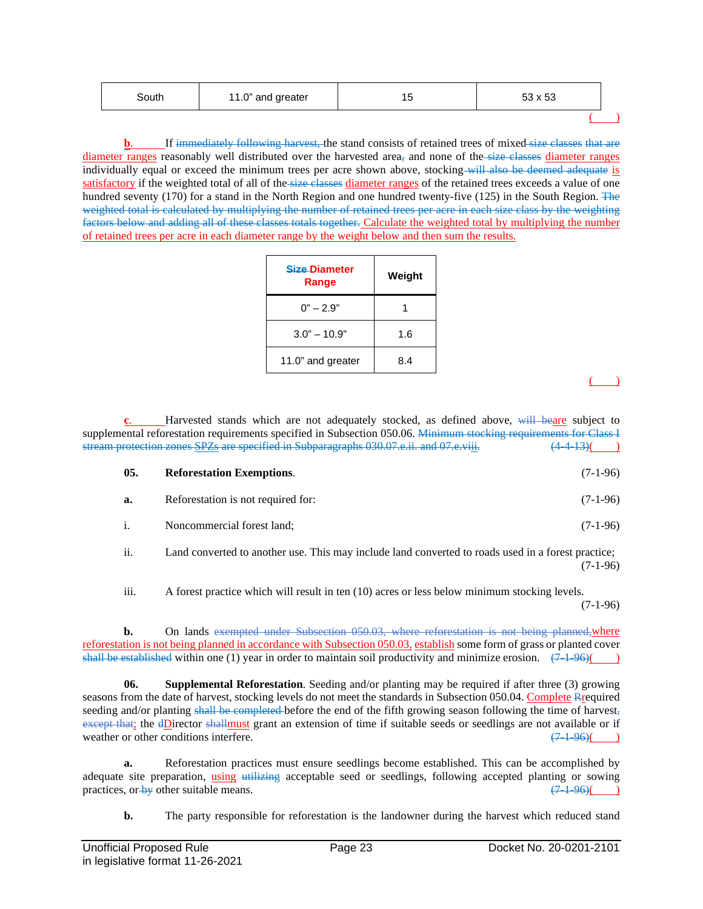| South | 11.0" and greater | 15 | 53 x 53 |
|---|---|---|---|

( )

**b**. If immediately following harvest, the stand consists of retained trees of mixed size classes that are diameter ranges reasonably well distributed over the harvested area, and none of the size classes diameter ranges individually equal or exceed the minimum trees per acre shown above, stocking will also be deemed adequate is satisfactory if the weighted total of all of the size classes diameter ranges of the retained trees exceeds a value of one hundred seventy (170) for a stand in the North Region and one hundred twenty-five (125) in the South Region. The weighted total is calculated by multiplying the number of retained trees per acre in each size class by the weighting factors below and adding all of these classes totals together. Calculate the weighted total by multiplying the number of retained trees per acre in each diameter range by the weight below and then sum the results.

| Size Diameter Range | Weight |
|---|---|
| 0" – 2.9" | 1 |
| 3.0" – 10.9" | 1.6 |
| 11.0" and greater | 8.4 |

( )

**c**. Harvested stands which are not adequately stocked, as defined above, will beare subject to supplemental reforestation requirements specified in Subsection 050.06. Minimum stocking requirements for Class I stream protection zones SPZs are specified in Subparagraphs 030.07.e.ii. and 07.e.viii. (4-4-13)( )

**05. Reforestation Exemptions**. (7-1-96)

**a.** Reforestation is not required for: (7-1-96)

i. Noncommercial forest land; (7-1-96)

ii. Land converted to another use. This may include land converted to roads used in a forest practice; (7-1-96)

iii. A forest practice which will result in ten (10) acres or less below minimum stocking levels. (7-1-96)

**b.** On lands exempted under Subsection 050.03, where reforestation is not being planned,where reforestation is not being planned in accordance with Subsection 050.03, establish some form of grass or planted cover shall be established within one (1) year in order to maintain soil productivity and minimize erosion. (7-1-96)( )

**06. Supplemental Reforestation**. Seeding and/or planting may be required if after three (3) growing seasons from the date of harvest, stocking levels do not meet the standards in Subsection 050.04. Complete Rrequired seeding and/or planting shall be completed before the end of the fifth growing season following the time of harvest, except that; the dDirector shallmust grant an extension of time if suitable seeds or seedlings are not available or if weather or other conditions interfere. (7-1-96)( )

**a.** Reforestation practices must ensure seedlings become established. This can be accomplished by adequate site preparation, using utilizing acceptable seed or seedlings, following accepted planting or sowing practices, or by other suitable means. (7-1-96)( )

**b.** The party responsible for reforestation is the landowner during the harvest which reduced stand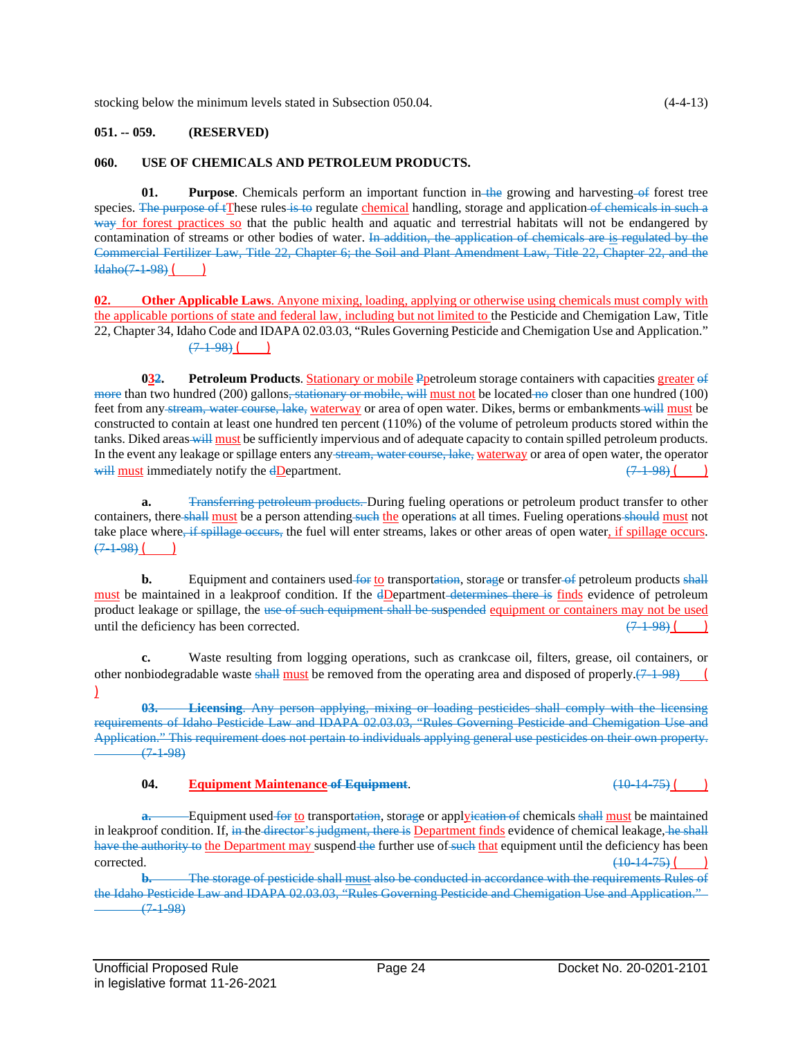stocking below the minimum levels stated in Subsection 050.04. (4-4-13)

**051. -- 059. (RESERVED)**

**060. USE OF CHEMICALS AND PETROLEUM PRODUCTS.**

**01. Purpose**. Chemicals perform an important function in ~~the~~ growing and harvesting ~~of~~ forest tree species. ~~The purpose of t~~These rules ~~is to~~ regulate chemical handling, storage and application ~~of chemicals in such a way~~ for forest practices so that the public health and aquatic and terrestrial habitats will not be endangered by contamination of streams or other bodies of water. ~~In addition, the application of chemicals are is regulated by the Commercial Fertilizer Law, Title 22, Chapter 6; the Soil and Plant Amendment Law, Title 22, Chapter 22, and the Idaho(7-1-98)~~ ( )

**02. Other Applicable Laws**. Anyone mixing, loading, applying or otherwise using chemicals must comply with the applicable portions of state and federal law, including but not limited to the Pesticide and Chemigation Law, Title 22, Chapter 34, Idaho Code and IDAPA 02.03.03, "Rules Governing Pesticide and Chemigation Use and Application." ~~(7-1-98)~~ ( )

**0~~3~~2. Petroleum Products**. Stationary or mobile ~~P~~petroleum storage containers with capacities greater ~~of more~~ than two hundred (200) gallons~~, stationary or mobile, will~~ must not be located ~~no~~ closer than one hundred (100) feet from any ~~stream, water course, lake,~~ waterway or area of open water. Dikes, berms or embankments ~~will~~ must be constructed to contain at least one hundred ten percent (110%) of the volume of petroleum products stored within the tanks. Diked areas ~~will~~ must be sufficiently impervious and of adequate capacity to contain spilled petroleum products. In the event any leakage or spillage enters any ~~stream, water course, lake,~~ waterway or area of open water, the operator ~~will~~ must immediately notify the ~~d~~Department. ~~(7-1-98)~~ ( )

**a.** ~~Transferring petroleum products.~~ During fueling operations or petroleum product transfer to other containers, there ~~shall~~ must be a person attending ~~such~~ the operations at all times. Fueling operations ~~should~~ must not take place where~~, if spillage occurs,~~ the fuel will enter streams, lakes or other areas of open water, if spillage occurs. ~~(7-1-98)~~ ( )

**b.** Equipment and containers used ~~for~~ to transport~~ation~~, stor~~ag~~e or transfer ~~of~~ petroleum products ~~shall~~ must be maintained in a leakproof condition. If the ~~d~~Department ~~determines there is~~ finds evidence of petroleum product leakage or spillage, the ~~use of such equipment shall be suspended~~ equipment or containers may not be used until the deficiency has been corrected. ~~(7-1-98)~~ ( )

**c.** Waste resulting from logging operations, such as crankcase oil, filters, grease, oil containers, or other nonbiodegradable waste ~~shall~~ must be removed from the operating area and disposed of properly. ~~(7-1-98)~~ ( )

~~**03. Licensing**. Any person applying, mixing or loading pesticides shall comply with the licensing requirements of Idaho Pesticide Law and IDAPA 02.03.03, "Rules Governing Pesticide and Chemigation Use and Application." This requirement does not pertain to individuals applying general use pesticides on their own property. (7-1-98)~~

**04. Equipment Maintenance ~~of Equipment~~**. ~~(10-14-75)~~ ( )

~~**a.**~~ Equipment used ~~for~~ to transport~~ation~~, stor~~ag~~e or appl~~ication of~~y chemicals ~~shall~~ must be maintained in leakproof condition. If, ~~in~~ the ~~director's judgment, there is~~ Department finds evidence of chemical leakage, ~~he shall have the authority to~~ the Department may suspend ~~the~~ further use of ~~such~~ that equipment until the deficiency has been corrected. ~~(10-14-75)~~ ( )

~~**b.** The storage of pesticide shall must also be conducted in accordance with the requirements Rules of the Idaho Pesticide Law and IDAPA 02.03.03, "Rules Governing Pesticide and Chemigation Use and Application." (7-1-98)~~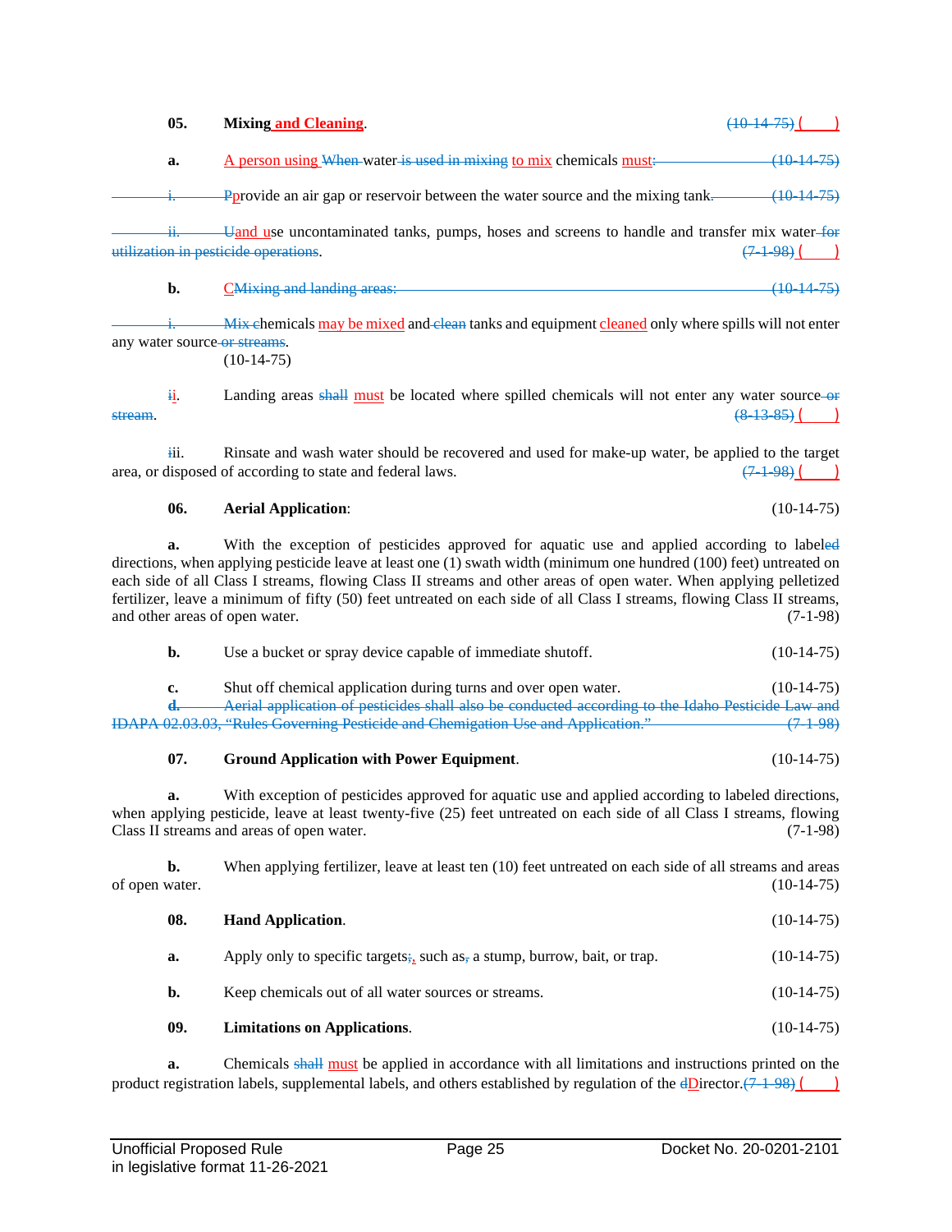**05.** **Mixing and Cleaning**. (10-14-75) ( )

**a.** A person using When water is used in mixing to mix chemicals must: (10-14-75)

i. Pprovide an air gap or reservoir between the water source and the mixing tank. (10-14-75)

ii. Uand use uncontaminated tanks, pumps, hoses and screens to handle and transfer mix water for utilization in pesticide operations. (7-1-98) ( )

**b.** CMixing and landing areas: (10-14-75)

i. Mix chemicals may be mixed and clean tanks and equipment cleaned only where spills will not enter any water source or streams. (10-14-75)

ii. Landing areas shall must be located where spilled chemicals will not enter any water source or stream. (8-13-85) ( )

iii. Rinsate and wash water should be recovered and used for make-up water, be applied to the target area, or disposed of according to state and federal laws. (7-1-98) ( )

**06.** **Aerial Application**: (10-14-75)

**a.** With the exception of pesticides approved for aquatic use and applied according to labeled directions, when applying pesticide leave at least one (1) swath width (minimum one hundred (100) feet) untreated on each side of all Class I streams, flowing Class II streams and other areas of open water. When applying pelletized fertilizer, leave a minimum of fifty (50) feet untreated on each side of all Class I streams, flowing Class II streams, and other areas of open water. (7-1-98)

**b.** Use a bucket or spray device capable of immediate shutoff. (10-14-75)

**c.** Shut off chemical application during turns and over open water. (10-14-75)

~~**d.** Aerial application of pesticides shall also be conducted according to the Idaho Pesticide Law and IDAPA 02.03.03, "Rules Governing Pesticide and Chemigation Use and Application." (7-1-98)~~

**07.** **Ground Application with Power Equipment**. (10-14-75)

**a.** With exception of pesticides approved for aquatic use and applied according to labeled directions, when applying pesticide, leave at least twenty-five (25) feet untreated on each side of all Class I streams, flowing Class II streams and areas of open water. (7-1-98)

**b.** When applying fertilizer, leave at least ten (10) feet untreated on each side of all streams and areas of open water. (10-14-75)

**08.** **Hand Application**. (10-14-75)

**a.** Apply only to specific targets;, such as, a stump, burrow, bait, or trap. (10-14-75)

**b.** Keep chemicals out of all water sources or streams. (10-14-75)

**09.** **Limitations on Applications**. (10-14-75)

**a.** Chemicals shall must be applied in accordance with all limitations and instructions printed on the product registration labels, supplemental labels, and others established by regulation of the dDirector. (7-1-98) ( )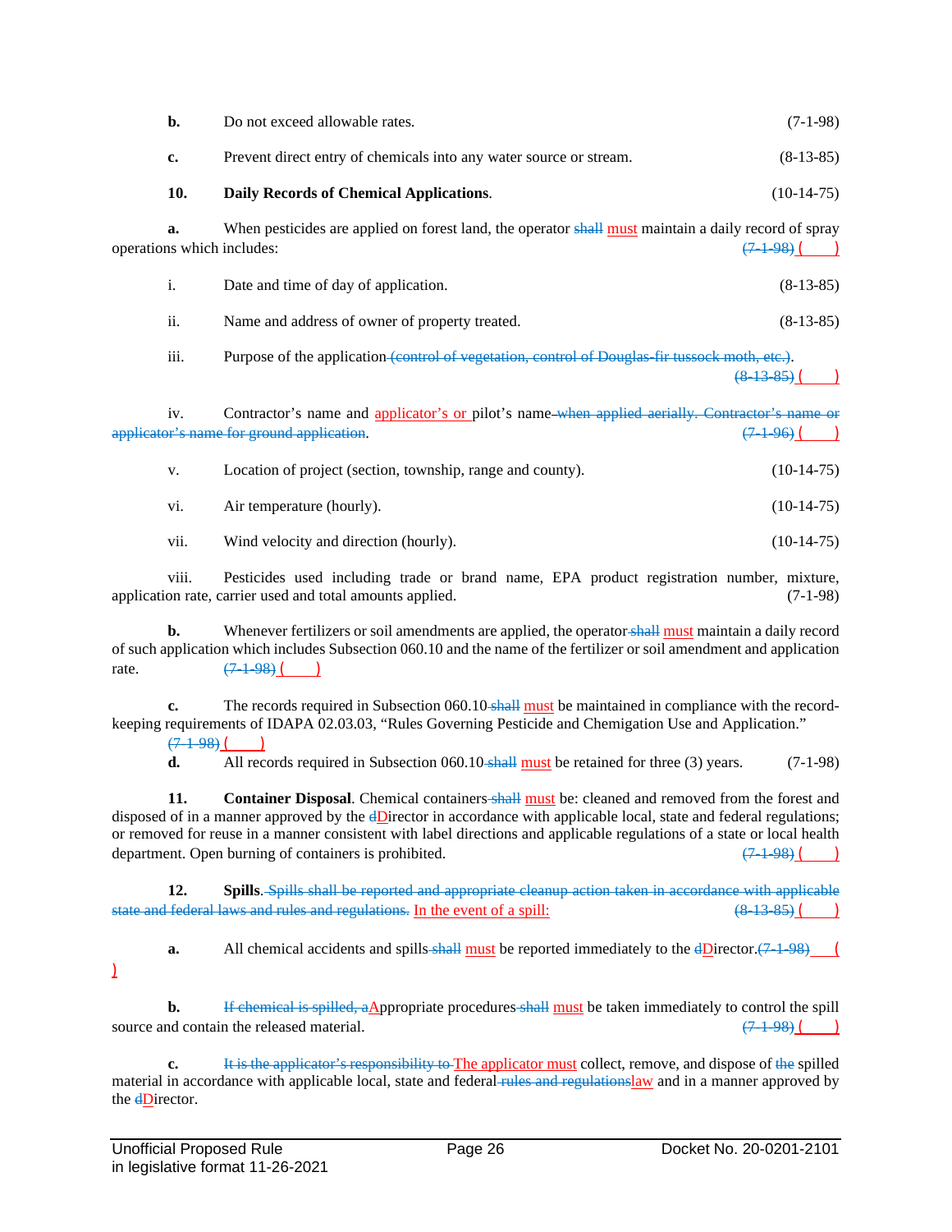**b.** Do not exceed allowable rates. (7-1-98)

**c.** Prevent direct entry of chemicals into any water source or stream. (8-13-85)

**10. Daily Records of Chemical Applications**. (10-14-75)

**a.** When pesticides are applied on forest land, the operator ~~shall~~ <u>must</u> maintain a daily record of spray operations which includes: ~~(7-1-98)~~ <u>( )</u>

i. Date and time of day of application. (8-13-85)

ii. Name and address of owner of property treated. (8-13-85)

iii. Purpose of the application ~~(control of vegetation, control of Douglas-fir tussock moth, etc.)~~. ~~(8-13-85)~~ <u>( )</u>

iv. Contractor's name and <u>applicator's or</u> pilot's name ~~when applied aerially. Contractor's name or applicator's name for ground application~~. ~~(7-1-96)~~ <u>( )</u>

v. Location of project (section, township, range and county). (10-14-75)

vi. Air temperature (hourly). (10-14-75)

vii. Wind velocity and direction (hourly). (10-14-75)

viii. Pesticides used including trade or brand name, EPA product registration number, mixture, application rate, carrier used and total amounts applied. (7-1-98)

**b.** Whenever fertilizers or soil amendments are applied, the operator ~~shall~~ <u>must</u> maintain a daily record of such application which includes Subsection 060.10 and the name of the fertilizer or soil amendment and application rate. ~~(7-1-98)~~ <u>( )</u>

**c.** The records required in Subsection 060.10 ~~shall~~ <u>must</u> be maintained in compliance with the record-keeping requirements of IDAPA 02.03.03, "Rules Governing Pesticide and Chemigation Use and Application." ~~(7-1-98)~~ <u>( )</u>

**d.** All records required in Subsection 060.10 ~~shall~~ <u>must</u> be retained for three (3) years. (7-1-98)

**11. Container Disposal**. Chemical containers ~~shall~~ <u>must</u> be: cleaned and removed from the forest and disposed of in a manner approved by the ~~d~~<u>D</u>irector in accordance with applicable local, state and federal regulations; or removed for reuse in a manner consistent with label directions and applicable regulations of a state or local health department. Open burning of containers is prohibited. ~~(7-1-98)~~ <u>( )</u>

**12. Spills**. ~~Spills shall be reported and appropriate cleanup action taken in accordance with applicable state and federal laws and rules and regulations.~~ <u>In the event of a spill:</u> ~~(8-13-85)~~ <u>( )</u>

**a.** All chemical accidents and spills ~~shall~~ <u>must</u> be reported immediately to the ~~d~~<u>D</u>irector. ~~(7-1-98)~~ <u>( )</u>

**b.** ~~If chemical is spilled, a~~<u>A</u>ppropriate procedures ~~shall~~ <u>must</u> be taken immediately to control the spill source and contain the released material. ~~(7-1-98)~~ <u>( )</u>

**c.** ~~It is the applicator's responsibility to~~ <u>The applicator must</u> collect, remove, and dispose of ~~the~~ spilled material in accordance with applicable local, state and federal ~~rules and regulations~~<u>law</u> and in a manner approved by the ~~d~~<u>D</u>irector.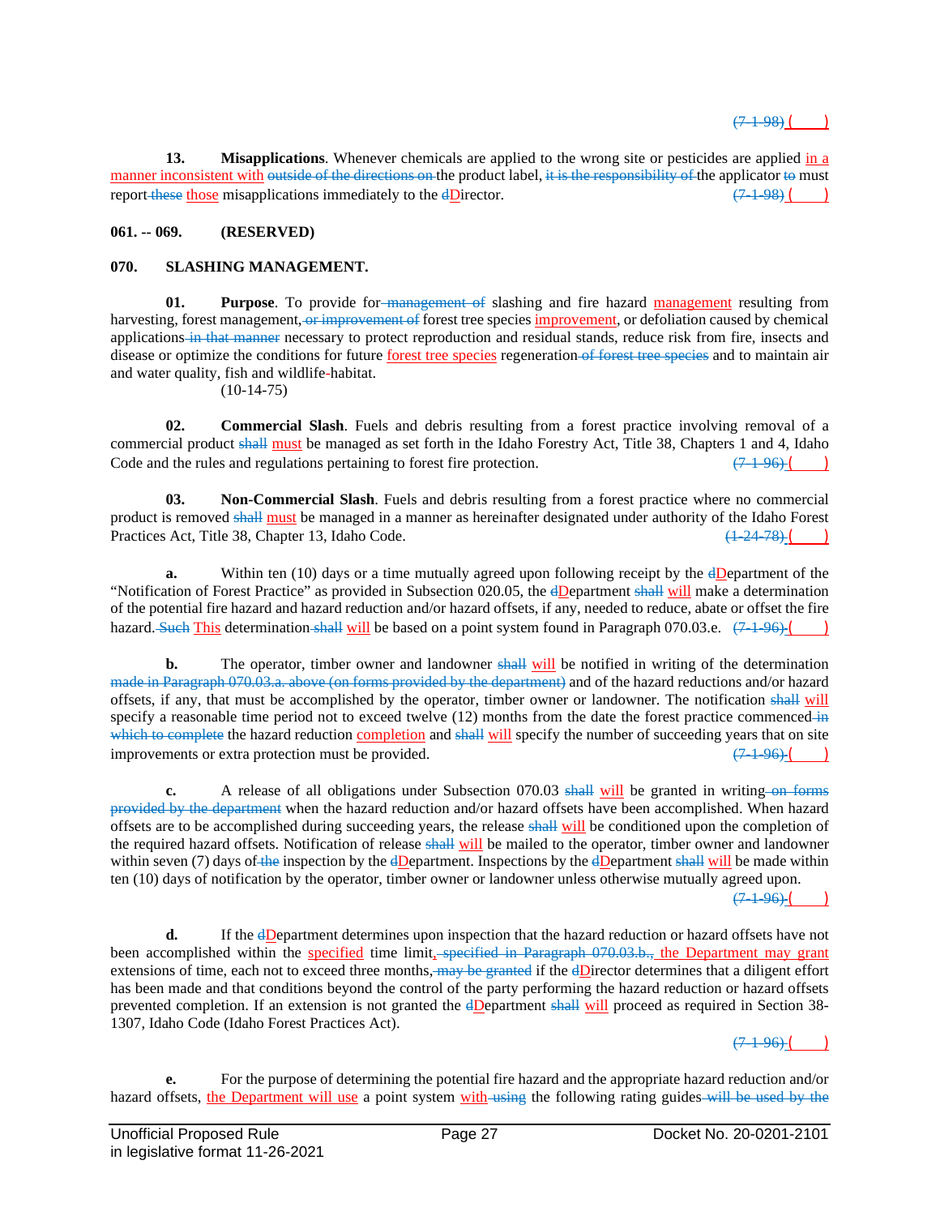(7-1-98) (    )

**13. Misapplications**. Whenever chemicals are applied to the wrong site or pesticides are applied in a manner inconsistent with outside of the directions on the product label, it is the responsibility of the applicator to must report these those misapplications immediately to the dDirector. (7-1-98) (    )

**061. -- 069. (RESERVED)**

**070. SLASHING MANAGEMENT.**

**01. Purpose**. To provide for management of slashing and fire hazard management resulting from harvesting, forest management, or improvement of forest tree species improvement, or defoliation caused by chemical applications in that manner necessary to protect reproduction and residual stands, reduce risk from fire, insects and disease or optimize the conditions for future forest tree species regeneration of forest tree species and to maintain air and water quality, fish and wildlife habitat.
(10-14-75)

**02. Commercial Slash**. Fuels and debris resulting from a forest practice involving removal of a commercial product shall must be managed as set forth in the Idaho Forestry Act, Title 38, Chapters 1 and 4, Idaho Code and the rules and regulations pertaining to forest fire protection. (7-1-96) (    )

**03. Non-Commercial Slash**. Fuels and debris resulting from a forest practice where no commercial product is removed shall must be managed in a manner as hereinafter designated under authority of the Idaho Forest Practices Act, Title 38, Chapter 13, Idaho Code. (1-24-78) (    )

**a.** Within ten (10) days or a time mutually agreed upon following receipt by the dDepartment of the "Notification of Forest Practice" as provided in Subsection 020.05, the dDepartment shall will make a determination of the potential fire hazard and hazard reduction and/or hazard offsets, if any, needed to reduce, abate or offset the fire hazard. Such This determination shall will be based on a point system found in Paragraph 070.03.e. (7-1-96) (    )

**b.** The operator, timber owner and landowner shall will be notified in writing of the determination made in Paragraph 070.03.a. above (on forms provided by the department) and of the hazard reductions and/or hazard offsets, if any, that must be accomplished by the operator, timber owner or landowner. The notification shall will specify a reasonable time period not to exceed twelve (12) months from the date the forest practice commenced in which to complete the hazard reduction completion and shall will specify the number of succeeding years that on site improvements or extra protection must be provided. (7-1-96) (    )

**c.** A release of all obligations under Subsection 070.03 shall will be granted in writing on forms provided by the department when the hazard reduction and/or hazard offsets have been accomplished. When hazard offsets are to be accomplished during succeeding years, the release shall will be conditioned upon the completion of the required hazard offsets. Notification of release shall will be mailed to the operator, timber owner and landowner within seven (7) days of the inspection by the dDepartment. Inspections by the dDepartment shall will be made within ten (10) days of notification by the operator, timber owner or landowner unless otherwise mutually agreed upon.
(7-1-96) (    )

**d.** If the dDepartment determines upon inspection that the hazard reduction or hazard offsets have not been accomplished within the specified time limit, specified in Paragraph 070.03.b., the Department may grant extensions of time, each not to exceed three months, may be granted if the dDirector determines that a diligent effort has been made and that conditions beyond the control of the party performing the hazard reduction or hazard offsets prevented completion. If an extension is not granted the dDepartment shall will proceed as required in Section 38-1307, Idaho Code (Idaho Forest Practices Act).

(7-1-96) (    )

**e.** For the purpose of determining the potential fire hazard and the appropriate hazard reduction and/or hazard offsets, the Department will use a point system with using the following rating guides will be used by the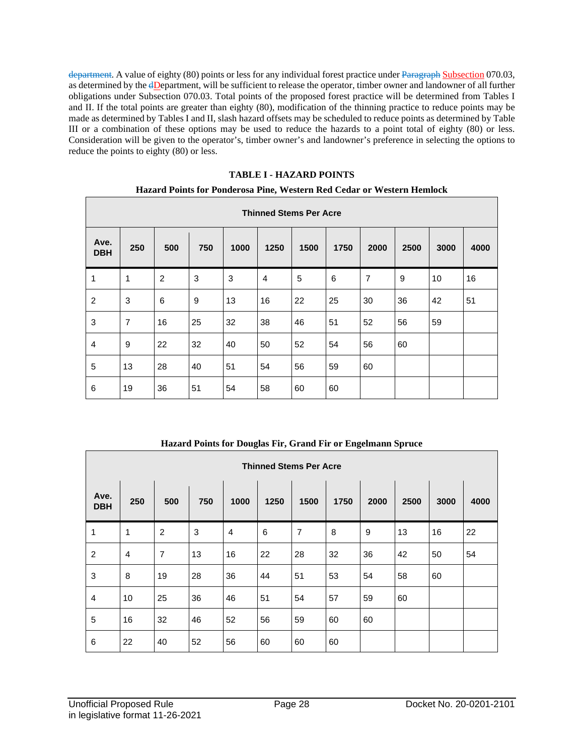~~department~~. A value of eighty (80) points or less for any individual forest practice under ~~Paragraph~~ Subsection 070.03, as determined by the ~~d~~Department, will be sufficient to release the operator, timber owner and landowner of all further obligations under Subsection 070.03. Total points of the proposed forest practice will be determined from Tables I and II. If the total points are greater than eighty (80), modification of the thinning practice to reduce points may be made as determined by Tables I and II, slash hazard offsets may be scheduled to reduce points as determined by Table III or a combination of these options may be used to reduce the hazards to a point total of eighty (80) or less. Consideration will be given to the operator's, timber owner's and landowner's preference in selecting the options to reduce the points to eighty (80) or less.

**TABLE I - HAZARD POINTS**

**Hazard Points for Ponderosa Pine, Western Red Cedar or Western Hemlock**

| | Thinned Stems Per Acre | | | | | | | | | | |
|---|---|---|---|---|---|---|---|---|---|---|---|
| **Ave. DBH** | **250** | **500** | **750** | **1000** | **1250** | **1500** | **1750** | **2000** | **2500** | **3000** | **4000** |
| 1 | 1 | 2 | 3 | 3 | 4 | 5 | 6 | 7 | 9 | 10 | 16 |
| 2 | 3 | 6 | 9 | 13 | 16 | 22 | 25 | 30 | 36 | 42 | 51 |
| 3 | 7 | 16 | 25 | 32 | 38 | 46 | 51 | 52 | 56 | 59 | |
| 4 | 9 | 22 | 32 | 40 | 50 | 52 | 54 | 56 | 60 | | |
| 5 | 13 | 28 | 40 | 51 | 54 | 56 | 59 | 60 | | | |
| 6 | 19 | 36 | 51 | 54 | 58 | 60 | 60 | | | | |

**Hazard Points for Douglas Fir, Grand Fir or Engelmann Spruce**

| | Thinned Stems Per Acre | | | | | | | | | | |
|---|---|---|---|---|---|---|---|---|---|---|---|
| **Ave. DBH** | **250** | **500** | **750** | **1000** | **1250** | **1500** | **1750** | **2000** | **2500** | **3000** | **4000** |
| 1 | 1 | 2 | 3 | 4 | 6 | 7 | 8 | 9 | 13 | 16 | 22 |
| 2 | 4 | 7 | 13 | 16 | 22 | 28 | 32 | 36 | 42 | 50 | 54 |
| 3 | 8 | 19 | 28 | 36 | 44 | 51 | 53 | 54 | 58 | 60 | |
| 4 | 10 | 25 | 36 | 46 | 51 | 54 | 57 | 59 | 60 | | |
| 5 | 16 | 32 | 46 | 52 | 56 | 59 | 60 | 60 | | | |
| 6 | 22 | 40 | 52 | 56 | 60 | 60 | 60 | | | | |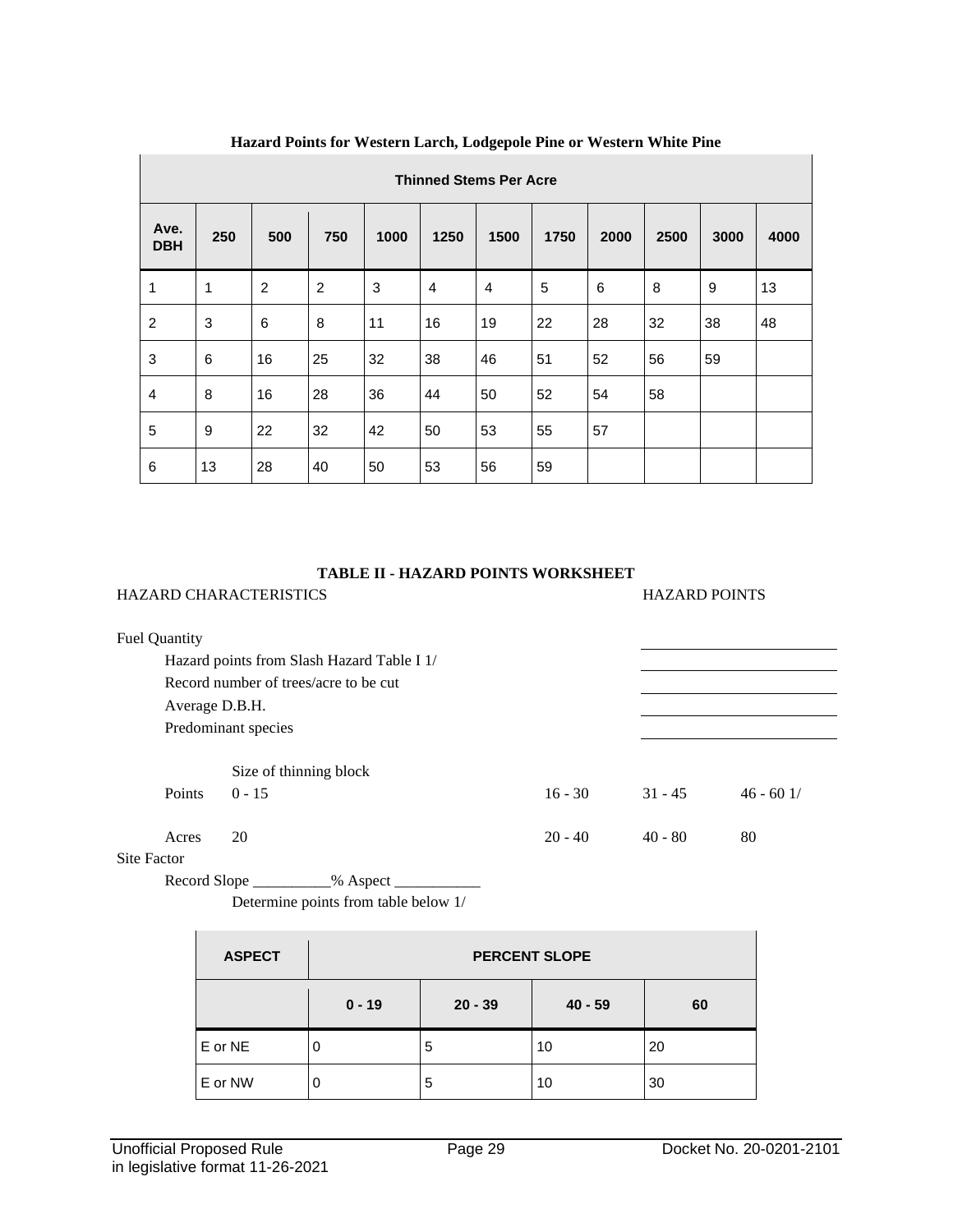**Hazard Points for Western Larch, Lodgepole Pine or Western White Pine**

| | Thinned Stems Per Acre | | | | | | | | | | |
|---|---|---|---|---|---|---|---|---|---|---|---|
| **Ave. DBH** | **250** | **500** | **750** | **1000** | **1250** | **1500** | **1750** | **2000** | **2500** | **3000** | **4000** |
| 1 | 1 | 2 | 2 | 3 | 4 | 4 | 5 | 6 | 8 | 9 | 13 |
| 2 | 3 | 6 | 8 | 11 | 16 | 19 | 22 | 28 | 32 | 38 | 48 |
| 3 | 6 | 16 | 25 | 32 | 38 | 46 | 51 | 52 | 56 | 59 | |
| 4 | 8 | 16 | 28 | 36 | 44 | 50 | 52 | 54 | 58 | | |
| 5 | 9 | 22 | 32 | 42 | 50 | 53 | 55 | 57 | | | |
| 6 | 13 | 28 | 40 | 50 | 53 | 56 | 59 | | | | |

**TABLE II - HAZARD POINTS WORKSHEET**

HAZARD CHARACTERISTICS HAZARD POINTS

Fuel Quantity ____________

Hazard points from Slash Hazard Table I 1/ ____________

Record number of trees/acre to be cut ____________

Average D.B.H. ____________

Predominant species ____________

Size of thinning block

| | | | | |
|---|---|---|---|---|
| Points | 0 - 15 | 16 - 30 | 31 - 45 | 46 - 60 1/ |
| Acres | 20 | 20 - 40 | 40 - 80 | 80 |

Site Factor

Record Slope __________% Aspect ___________

Determine points from table below 1/

| ASPECT | PERCENT SLOPE | | | |
|---|---|---|---|---|
| | **0 - 19** | **20 - 39** | **40 - 59** | **60** |
| E or NE | 0 | 5 | 10 | 20 |
| E or NW | 0 | 5 | 10 | 30 |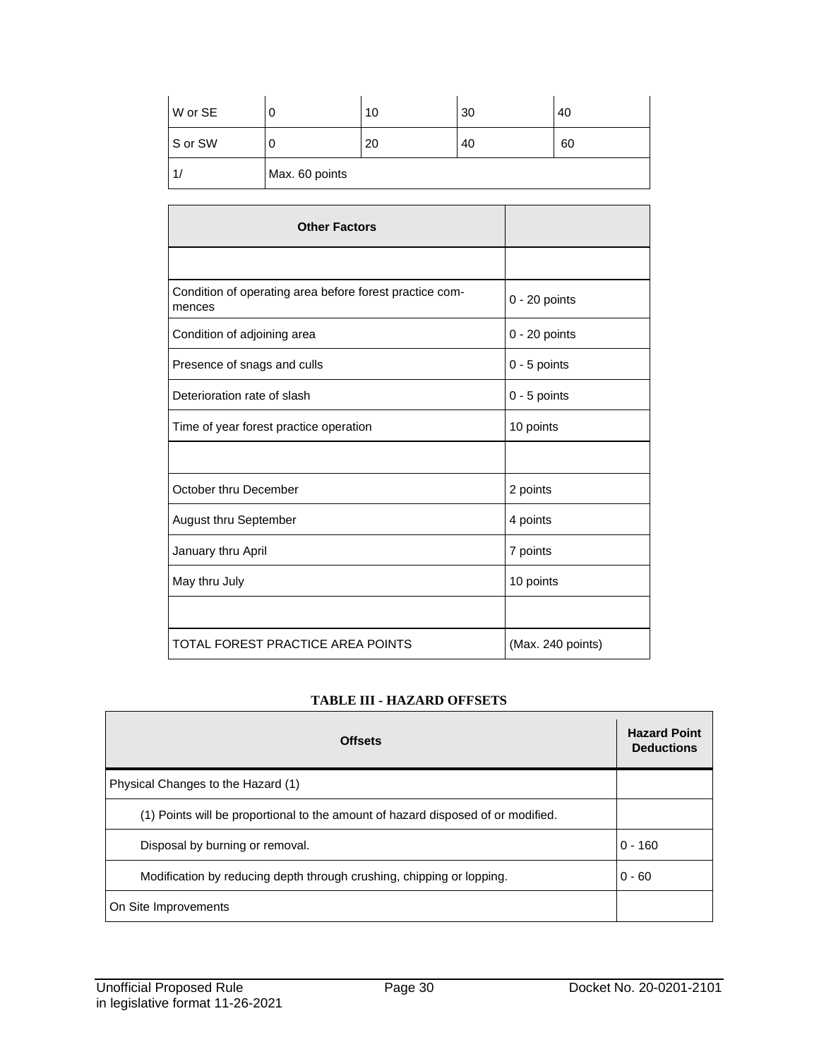| | | | | |
|---|---|---|---|---|
| W or SE | 0 | 10 | 30 | 40 |
| S or SW | 0 | 20 | 40 | 60 |
| 1/ | Max. 60 points | | | |

| Other Factors | |
|---|---|
| | |
| Condition of operating area before forest practice commences | 0 - 20 points |
| Condition of adjoining area | 0 - 20 points |
| Presence of snags and culls | 0 - 5 points |
| Deterioration rate of slash | 0 - 5 points |
| Time of year forest practice operation | 10 points |
| | |
| October thru December | 2 points |
| August thru September | 4 points |
| January thru April | 7 points |
| May thru July | 10 points |
| | |
| TOTAL FOREST PRACTICE AREA POINTS | (Max. 240 points) |

**TABLE III - HAZARD OFFSETS**

| Offsets | Hazard Point Deductions |
|---|---|
| Physical Changes to the Hazard (1) | |
| (1) Points will be proportional to the amount of hazard disposed of or modified. | |
| Disposal by burning or removal. | 0 - 160 |
| Modification by reducing depth through crushing, chipping or lopping. | 0 - 60 |
| On Site Improvements | |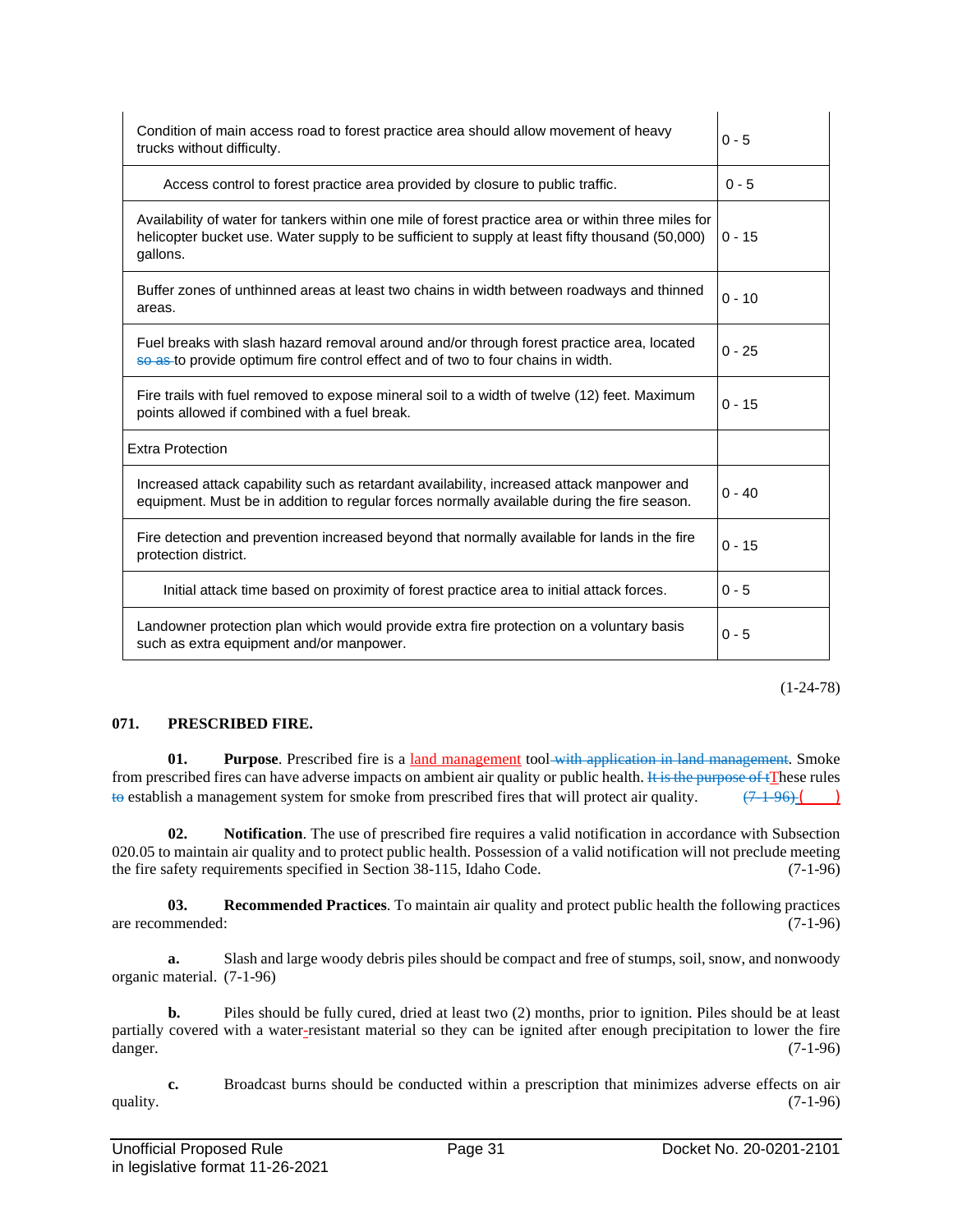| | |
|---|---|
| Condition of main access road to forest practice area should allow movement of heavy trucks without difficulty. | 0 - 5 |
| Access control to forest practice area provided by closure to public traffic. | 0 - 5 |
| Availability of water for tankers within one mile of forest practice area or within three miles for helicopter bucket use. Water supply to be sufficient to supply at least fifty thousand (50,000) gallons. | 0 - 15 |
| Buffer zones of unthinned areas at least two chains in width between roadways and thinned areas. | 0 - 10 |
| Fuel breaks with slash hazard removal around and/or through forest practice area, located ~~so as~~ to provide optimum fire control effect and of two to four chains in width. | 0 - 25 |
| Fire trails with fuel removed to expose mineral soil to a width of twelve (12) feet. Maximum points allowed if combined with a fuel break. | 0 - 15 |
| Extra Protection | |
| Increased attack capability such as retardant availability, increased attack manpower and equipment. Must be in addition to regular forces normally available during the fire season. | 0 - 40 |
| Fire detection and prevention increased beyond that normally available for lands in the fire protection district. | 0 - 15 |
| Initial attack time based on proximity of forest practice area to initial attack forces. | 0 - 5 |
| Landowner protection plan which would provide extra fire protection on a voluntary basis such as extra equipment and/or manpower. | 0 - 5 |

(1-24-78)

**071. PRESCRIBED FIRE.**

**01. Purpose**. Prescribed fire is a <u>land management</u> tool ~~with application in land management~~. Smoke from prescribed fires can have adverse impacts on ambient air quality or public health. ~~It is the purpose of t~~<u>T</u>hese rules ~~to~~ establish a management system for smoke from prescribed fires that will protect air quality. ~~(7-1-96)~~ <u>( )</u>

**02. Notification**. The use of prescribed fire requires a valid notification in accordance with Subsection 020.05 to maintain air quality and to protect public health. Possession of a valid notification will not preclude meeting the fire safety requirements specified in Section 38-115, Idaho Code. (7-1-96)

**03. Recommended Practices**. To maintain air quality and protect public health the following practices are recommended: (7-1-96)

**a.** Slash and large woody debris piles should be compact and free of stumps, soil, snow, and nonwoody organic material. (7-1-96)

**b.** Piles should be fully cured, dried at least two (2) months, prior to ignition. Piles should be at least partially covered with a water-resistant material so they can be ignited after enough precipitation to lower the fire danger. (7-1-96)

**c.** Broadcast burns should be conducted within a prescription that minimizes adverse effects on air quality. (7-1-96)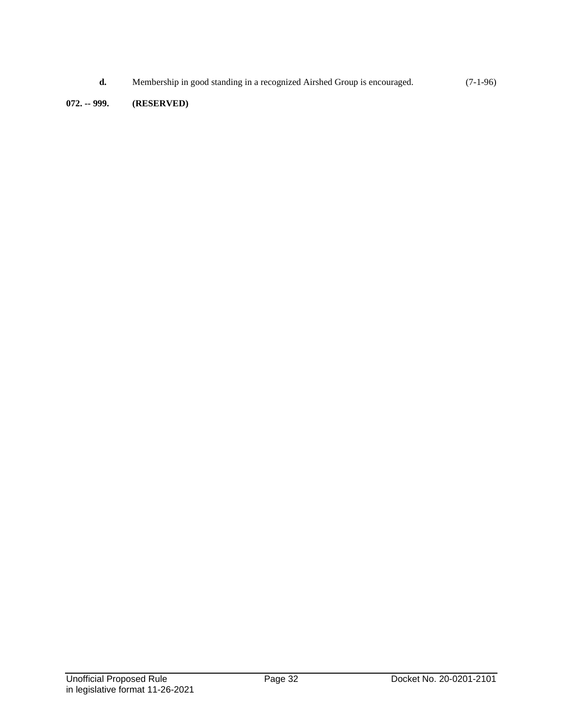**d.** Membership in good standing in a recognized Airshed Group is encouraged. (7-1-96)

**072. -- 999. (RESERVED)**